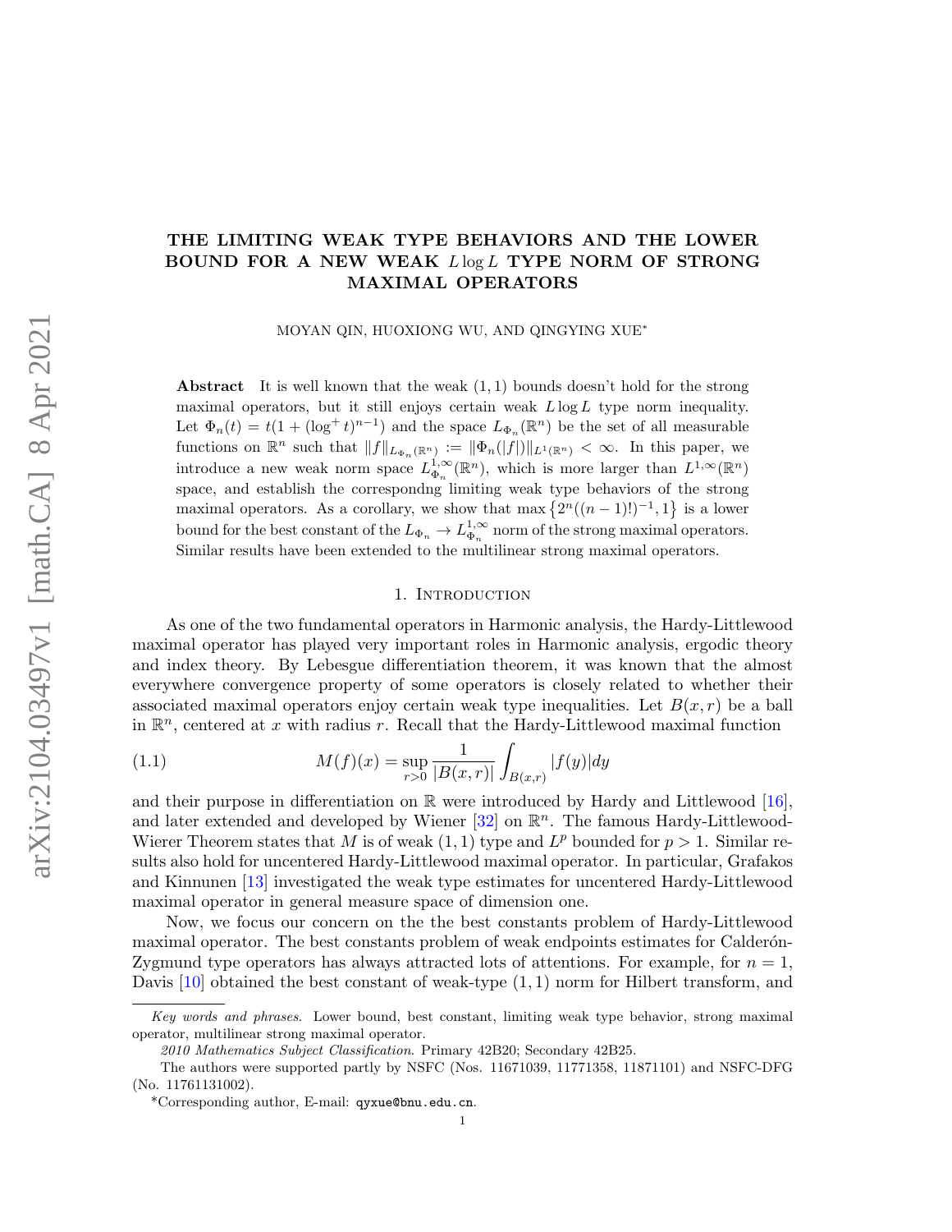# THE LIMITING WEAK TYPE BEHAVIORS AND THE LOWER BOUND FOR A NEW WEAK $L\log L$ TYPE NORM OF STRONG MAXIMAL OPERATORS

MOYAN QIN, HUOXIONG WU, AND QINGYING XUE*

**Abstract** It is well known that the weak $(1,1)$ bounds doesn't hold for the strong maximal operators, but it still enjoys certain weak $L\log L$ type norm inequality. Let $\Phi_n(t) = t(1 + (\log^+ t)^{n-1})$ and the space $L_{\Phi_n}(\mathbb{R}^n)$ be the set of all measurable functions on $\mathbb{R}^n$ such that $\|f\|_{L_{\Phi_n}(\mathbb{R}^n)} := \|\Phi_n(|f|)\|_{L^1(\mathbb{R}^n)} < \infty$. In this paper, we introduce a new weak norm space $L^{1,\infty}_{\Phi_n}(\mathbb{R}^n)$, which is more larger than $L^{1,\infty}(\mathbb{R}^n)$ space, and establish the correspondng limiting weak type behaviors of the strong maximal operators. As a corollary, we show that $\max\left\{2^n((n-1)!)^{-1}, 1\right\}$ is a lower bound for the best constant of the $L_{\Phi_n} \to L^{1,\infty}_{\Phi_n}$ norm of the strong maximal operators. Similar results have been extended to the multilinear strong maximal operators.

## 1. Introduction

As one of the two fundamental operators in Harmonic analysis, the Hardy-Littlewood maximal operator has played very important roles in Harmonic analysis, ergodic theory and index theory. By Lebesgue differentiation theorem, it was known that the almost everywhere convergence property of some operators is closely related to whether their associated maximal operators enjoy certain weak type inequalities. Let $B(x, r)$ be a ball in $\mathbb{R}^n$, centered at $x$ with radius $r$. Recall that the Hardy-Littlewood maximal function

$$M(f)(x) = \sup_{r>0} \frac{1}{|B(x,r)|} \int_{B(x,r)} |f(y)| dy \tag{1.1}$$

and their purpose in differentiation on $\mathbb{R}$ were introduced by Hardy and Littlewood [16], and later extended and developed by Wiener [32] on $\mathbb{R}^n$. The famous Hardy-Littlewood-Wierer Theorem states that $M$ is of weak $(1,1)$ type and $L^p$ bounded for $p > 1$. Similar results also hold for uncentered Hardy-Littlewood maximal operator. In particular, Grafakos and Kinnunen [13] investigated the weak type estimates for uncentered Hardy-Littlewood maximal operator in general measure space of dimension one.

Now, we focus our concern on the the best constants problem of Hardy-Littlewood maximal operator. The best constants problem of weak endpoints estimates for Calderón-Zygmund type operators has always attracted lots of attentions. For example, for $n = 1$, Davis [10] obtained the best constant of weak-type $(1,1)$ norm for Hilbert transform, and

*Key words and phrases*. Lower bound, best constant, limiting weak type behavior, strong maximal operator, multilinear strong maximal operator.

*2010 Mathematics Subject Classification*. Primary 42B20; Secondary 42B25.

The authors were supported partly by NSFC (Nos. 11671039, 11771358, 11871101) and NSFC-DFG (No. 11761131002).

*Corresponding author, E-mail: qyxue@bnu.edu.cn.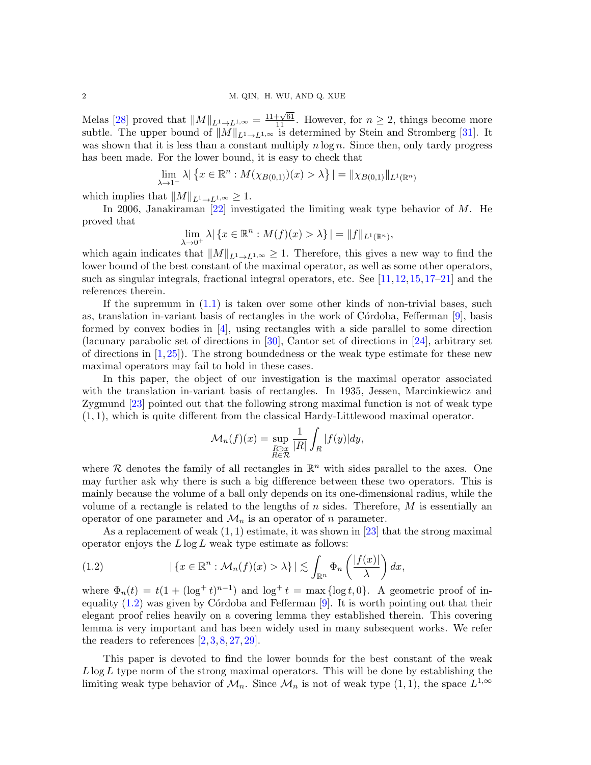Melas [28] proved that $\|M\|_{L^1\to L^{1,\infty}} = \frac{11+\sqrt{61}}{11}$. However, for $n \geq 2$, things become more subtle. The upper bound of $\|M\|_{L^1\to L^{1,\infty}}$ is determined by Stein and Stromberg [31]. It was shown that it is less than a constant multiply $n\log n$. Since then, only tardy progress has been made. For the lower bound, it is easy to check that

$$\lim_{\lambda\to 1^-} \lambda \left| \left\{ x \in \mathbb{R}^n : M(\chi_{B(0,1)})(x) > \lambda \right\} \right| = \|\chi_{B(0,1)}\|_{L^1(\mathbb{R}^n)}$$

which implies that $\|M\|_{L^1\to L^{1,\infty}} \geq 1$.

In 2006, Janakiraman [22] investigated the limiting weak type behavior of $M$. He proved that

$$\lim_{\lambda\to 0^+} \lambda \left| \left\{ x \in \mathbb{R}^n : M(f)(x) > \lambda \right\} \right| = \|f\|_{L^1(\mathbb{R}^n)},$$

which again indicates that $\|M\|_{L^1\to L^{1,\infty}} \geq 1$. Therefore, this gives a new way to find the lower bound of the best constant of the maximal operator, as well as some other operators, such as singular integrals, fractional integral operators, etc. See [11,12,15,17–21] and the references therein.

If the supremum in (1.1) is taken over some other kinds of non-trivial bases, such as, translation in-variant basis of rectangles in the work of Córdoba, Fefferman [9], basis formed by convex bodies in [4], using rectangles with a side parallel to some direction (lacunary parabolic set of directions in [30], Cantor set of directions in [24], arbitrary set of directions in [1,25]). The strong boundedness or the weak type estimate for these new maximal operators may fail to hold in these cases.

In this paper, the object of our investigation is the maximal operator associated with the translation in-variant basis of rectangles. In 1935, Jessen, Marcinkiewicz and Zygmund [23] pointed out that the following strong maximal function is not of weak type $(1,1)$, which is quite different from the classical Hardy-Littlewood maximal operator.

$$\mathcal{M}_n(f)(x) = \sup_{\substack{R\ni x\\ R\in\mathcal{R}}} \frac{1}{|R|}\int_R |f(y)|dy,$$

where $\mathcal{R}$ denotes the family of all rectangles in $\mathbb{R}^n$ with sides parallel to the axes. One may further ask why there is such a big difference between these two operators. This is mainly because the volume of a ball only depends on its one-dimensional radius, while the volume of a rectangle is related to the lengths of $n$ sides. Therefore, $M$ is essentially an operator of one parameter and $\mathcal{M}_n$ is an operator of $n$ parameter.

As a replacement of weak $(1,1)$ estimate, it was shown in [23] that the strong maximal operator enjoys the $L\log L$ weak type estimate as follows:

$$\left| \left\{ x \in \mathbb{R}^n : \mathcal{M}_n(f)(x) > \lambda \right\} \right| \lesssim \int_{\mathbb{R}^n} \Phi_n\left(\frac{|f(x)|}{\lambda}\right) dx, \tag{1.2}$$

where $\Phi_n(t) = t(1 + (\log^+ t)^{n-1})$ and $\log^+ t = \max\{\log t, 0\}$. A geometric proof of inequality (1.2) was given by Córdoba and Fefferman [9]. It is worth pointing out that their elegant proof relies heavily on a covering lemma they established therein. This covering lemma is very important and has been widely used in many subsequent works. We refer the readers to references [2,3,8,27,29].

This paper is devoted to find the lower bounds for the best constant of the weak $L\log L$ type norm of the strong maximal operators. This will be done by establishing the limiting weak type behavior of $\mathcal{M}_n$. Since $\mathcal{M}_n$ is not of weak type $(1,1)$, the space $L^{1,\infty}$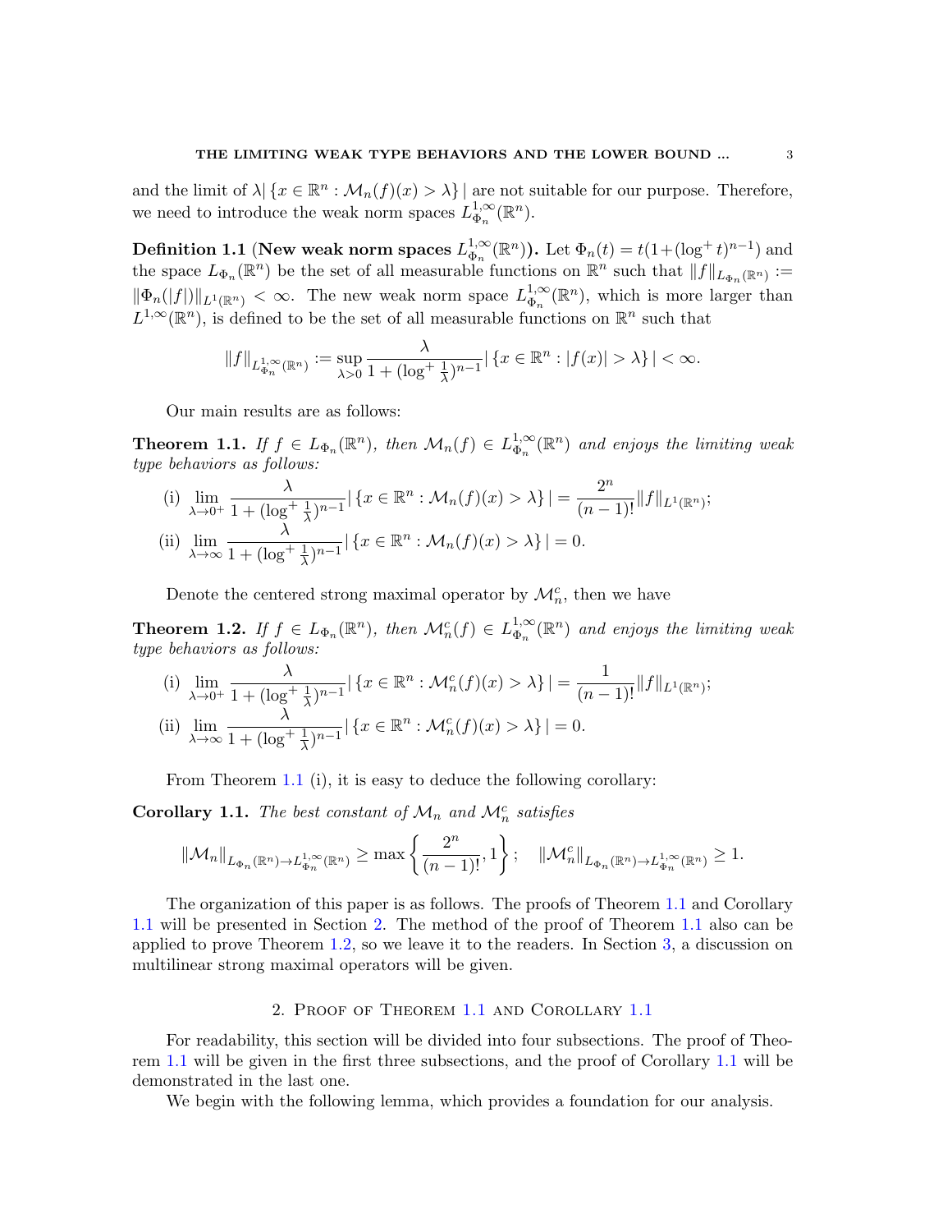and the limit of $\lambda|\{x \in \mathbb{R}^n : \mathcal{M}_n(f)(x) > \lambda\}|$ are not suitable for our purpose. Therefore, we need to introduce the weak norm spaces $L^{1,\infty}_{\Phi_n}(\mathbb{R}^n)$.

**Definition 1.1** (**New weak norm spaces $L^{1,\infty}_{\Phi_n}(\mathbb{R}^n)$).** Let $\Phi_n(t) = t(1+(\log^+ t)^{n-1})$ and the space $L_{\Phi_n}(\mathbb{R}^n)$ be the set of all measurable functions on $\mathbb{R}^n$ such that $\|f\|_{L_{\Phi_n}(\mathbb{R}^n)} := \|\Phi_n(|f|)\|_{L^1(\mathbb{R}^n)} < \infty$. The new weak norm space $L^{1,\infty}_{\Phi_n}(\mathbb{R}^n)$, which is more larger than $L^{1,\infty}(\mathbb{R}^n)$, is defined to be the set of all measurable functions on $\mathbb{R}^n$ such that

$$\|f\|_{L^{1,\infty}_{\Phi_n}(\mathbb{R}^n)} := \sup_{\lambda>0} \frac{\lambda}{1+(\log^+ \frac{1}{\lambda})^{n-1}} |\{x \in \mathbb{R}^n : |f(x)| > \lambda\}| < \infty.$$

Our main results are as follows:

**Theorem 1.1.** *If $f \in L_{\Phi_n}(\mathbb{R}^n)$, then $\mathcal{M}_n(f) \in L^{1,\infty}_{\Phi_n}(\mathbb{R}^n)$ and enjoys the limiting weak type behaviors as follows:*

(i) $\displaystyle\lim_{\lambda\to 0^+} \frac{\lambda}{1+(\log^+ \frac{1}{\lambda})^{n-1}} |\{x \in \mathbb{R}^n : \mathcal{M}_n(f)(x) > \lambda\}| = \frac{2^n}{(n-1)!}\|f\|_{L^1(\mathbb{R}^n)};$

(ii) $\displaystyle\lim_{\lambda\to \infty} \frac{\lambda}{1+(\log^+ \frac{1}{\lambda})^{n-1}} |\{x \in \mathbb{R}^n : \mathcal{M}_n(f)(x) > \lambda\}| = 0.$

Denote the centered strong maximal operator by $\mathcal{M}_n^c$, then we have

**Theorem 1.2.** *If $f \in L_{\Phi_n}(\mathbb{R}^n)$, then $\mathcal{M}_n^c(f) \in L^{1,\infty}_{\Phi_n}(\mathbb{R}^n)$ and enjoys the limiting weak type behaviors as follows:*

(i) $\displaystyle\lim_{\lambda\to 0^+} \frac{\lambda}{1+(\log^+ \frac{1}{\lambda})^{n-1}} |\{x \in \mathbb{R}^n : \mathcal{M}_n^c(f)(x) > \lambda\}| = \frac{1}{(n-1)!}\|f\|_{L^1(\mathbb{R}^n)};$

(ii) $\displaystyle\lim_{\lambda\to \infty} \frac{\lambda}{1+(\log^+ \frac{1}{\lambda})^{n-1}} |\{x \in \mathbb{R}^n : \mathcal{M}_n^c(f)(x) > \lambda\}| = 0.$

From Theorem 1.1 (i), it is easy to deduce the following corollary:

**Corollary 1.1.** *The best constant of $\mathcal{M}_n$ and $\mathcal{M}_n^c$ satisfies*

$$\|\mathcal{M}_n\|_{L_{\Phi_n}(\mathbb{R}^n)\to L^{1,\infty}_{\Phi_n}(\mathbb{R}^n)} \geq \max\left\{\frac{2^n}{(n-1)!}, 1\right\}; \quad \|\mathcal{M}_n^c\|_{L_{\Phi_n}(\mathbb{R}^n)\to L^{1,\infty}_{\Phi_n}(\mathbb{R}^n)} \geq 1.$$

The organization of this paper is as follows. The proofs of Theorem 1.1 and Corollary 1.1 will be presented in Section 2. The method of the proof of Theorem 1.1 also can be applied to prove Theorem 1.2, so we leave it to the readers. In Section 3, a discussion on multilinear strong maximal operators will be given.

## 2. Proof of Theorem 1.1 and Corollary 1.1

For readability, this section will be divided into four subsections. The proof of Theorem 1.1 will be given in the first three subsections, and the proof of Corollary 1.1 will be demonstrated in the last one.

We begin with the following lemma, which provides a foundation for our analysis.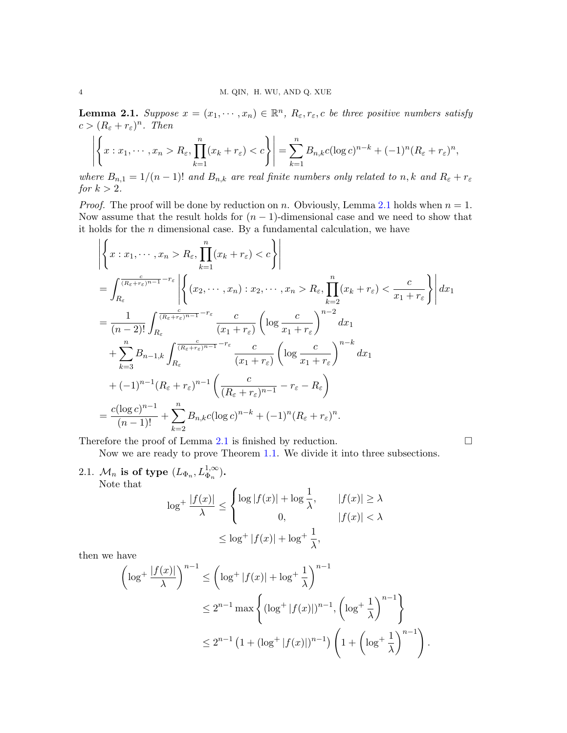**Lemma 2.1.** *Suppose $x = (x_1, \cdots, x_n) \in \mathbb{R}^n$, $R_\varepsilon, r_\varepsilon, c$ be three positive numbers satisfy $c > (R_\varepsilon + r_\varepsilon)^n$. Then*

$$\left| \left\{ x : x_1, \cdots, x_n > R_\varepsilon, \prod_{k=1}^{n} (x_k + r_\varepsilon) < c \right\} \right| = \sum_{k=1}^{n} B_{n,k} c (\log c)^{n-k} + (-1)^n (R_\varepsilon + r_\varepsilon)^n,$$

*where $B_{n,1} = 1/(n-1)!$ and $B_{n,k}$ are real finite numbers only related to $n, k$ and $R_\varepsilon + r_\varepsilon$ for $k > 2$.*

*Proof.* The proof will be done by reduction on $n$. Obviously, Lemma 2.1 holds when $n = 1$. Now assume that the result holds for $(n-1)$-dimensional case and we need to show that it holds for the $n$ dimensional case. By a fundamental calculation, we have

$$\begin{aligned}
&\left| \left\{ x : x_1, \cdots, x_n > R_\varepsilon, \prod_{k=1}^{n} (x_k + r_\varepsilon) < c \right\} \right| \\
&= \int_{R_\varepsilon}^{\frac{c}{(R_\varepsilon + r_\varepsilon)^{n-1}} - r_\varepsilon} \left| \left\{ (x_2, \cdots, x_n) : x_2, \cdots, x_n > R_\varepsilon, \prod_{k=2}^{n} (x_k + r_\varepsilon) < \frac{c}{x_1 + r_\varepsilon} \right\} \right| dx_1 \\
&= \frac{1}{(n-2)!} \int_{R_\varepsilon}^{\frac{c}{(R_\varepsilon + r_\varepsilon)^{n-1}} - r_\varepsilon} \frac{c}{(x_1 + r_\varepsilon)} \left( \log \frac{c}{x_1 + r_\varepsilon} \right)^{n-2} dx_1 \\
&\quad + \sum_{k=3}^{n} B_{n-1,k} \int_{R_\varepsilon}^{\frac{c}{(R_\varepsilon + r_\varepsilon)^{n-1}} - r_\varepsilon} \frac{c}{(x_1 + r_\varepsilon)} \left( \log \frac{c}{x_1 + r_\varepsilon} \right)^{n-k} dx_1 \\
&\quad + (-1)^{n-1} (R_\varepsilon + r_\varepsilon)^{n-1} \left( \frac{c}{(R_\varepsilon + r_\varepsilon)^{n-1}} - r_\varepsilon - R_\varepsilon \right) \\
&= \frac{c (\log c)^{n-1}}{(n-1)!} + \sum_{k=2}^{n} B_{n,k} c (\log c)^{n-k} + (-1)^n (R_\varepsilon + r_\varepsilon)^n.
\end{aligned}$$

Therefore the proof of Lemma 2.1 is finished by reduction. $\square$

Now we are ready to prove Theorem 1.1. We divide it into three subsections.

## 2.1. $\mathcal{M}_n$ is of type $(L_{\Phi_n}, L_{\Phi_n}^{1,\infty})$.

Note that

$$\begin{aligned}
\log^+ \frac{|f(x)|}{\lambda} &\leq \begin{cases} \log |f(x)| + \log \dfrac{1}{\lambda}, & |f(x)| \geq \lambda \\ 0, & |f(x)| < \lambda \end{cases} \\
&\leq \log^+ |f(x)| + \log^+ \frac{1}{\lambda},
\end{aligned}$$

then we have

$$\begin{aligned}
\left( \log^+ \frac{|f(x)|}{\lambda} \right)^{n-1} &\leq \left( \log^+ |f(x)| + \log^+ \frac{1}{\lambda} \right)^{n-1} \\
&\leq 2^{n-1} \max \left\{ (\log^+ |f(x)|)^{n-1}, \left( \log^+ \frac{1}{\lambda} \right)^{n-1} \right\} \\
&\leq 2^{n-1} \left( 1 + (\log^+ |f(x)|)^{n-1} \right) \left( 1 + \left( \log^+ \frac{1}{\lambda} \right)^{n-1} \right).
\end{aligned}$$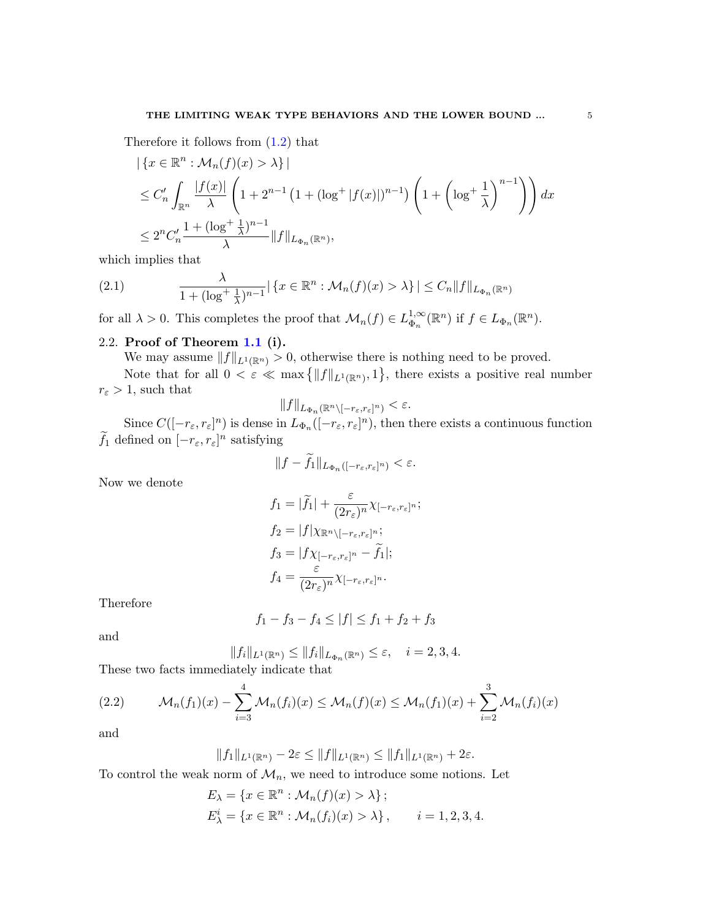Therefore it follows from (1.2) that

$$
\begin{aligned}
&|\{x \in \mathbb{R}^n : \mathcal{M}_n(f)(x) > \lambda\}| \\
&\leq C_n' \int_{\mathbb{R}^n} \frac{|f(x)|}{\lambda} \left(1 + 2^{n-1}\left(1 + (\log^+ |f(x)|)^{n-1}\right)\left(1 + \left(\log^+ \frac{1}{\lambda}\right)^{n-1}\right)\right) dx \\
&\leq 2^n C_n' \frac{1 + (\log^+ \frac{1}{\lambda})^{n-1}}{\lambda} \|f\|_{L_{\Phi_n}(\mathbb{R}^n)},
\end{aligned}
$$

which implies that

$$
\frac{\lambda}{1 + (\log^+ \frac{1}{\lambda})^{n-1}} |\{x \in \mathbb{R}^n : \mathcal{M}_n(f)(x) > \lambda\}| \leq C_n \|f\|_{L_{\Phi_n}(\mathbb{R}^n)} \tag{2.1}
$$

for all $\lambda > 0$. This completes the proof that $\mathcal{M}_n(f) \in L^{1,\infty}_{\Phi_n}(\mathbb{R}^n)$ if $f \in L_{\Phi_n}(\mathbb{R}^n)$.

### 2.2. Proof of Theorem 1.1 (i).

We may assume $\|f\|_{L^1(\mathbb{R}^n)} > 0$, otherwise there is nothing need to be proved.

Note that for all $0 < \varepsilon \ll \max\{\|f\|_{L^1(\mathbb{R}^n)}, 1\}$, there exists a positive real number $r_\varepsilon > 1$, such that

$$
\|f\|_{L_{\Phi_n}(\mathbb{R}^n \setminus [-r_\varepsilon, r_\varepsilon]^n)} < \varepsilon.
$$

Since $C([-r_\varepsilon, r_\varepsilon]^n)$ is dense in $L_{\Phi_n}([-r_\varepsilon, r_\varepsilon]^n)$, then there exists a continuous function $\widetilde{f}_1$ defined on $[-r_\varepsilon, r_\varepsilon]^n$ satisfying

$$
\|f - \widetilde{f}_1\|_{L_{\Phi_n}([-r_\varepsilon, r_\varepsilon]^n)} < \varepsilon.
$$

Now we denote

$$
\begin{aligned}
f_1 &= |\widetilde{f}_1| + \frac{\varepsilon}{(2r_\varepsilon)^n} \chi_{[-r_\varepsilon, r_\varepsilon]^n}; \\
f_2 &= |f| \chi_{\mathbb{R}^n \setminus [-r_\varepsilon, r_\varepsilon]^n}; \\
f_3 &= |f \chi_{[-r_\varepsilon, r_\varepsilon]^n} - \widetilde{f}_1|; \\
f_4 &= \frac{\varepsilon}{(2r_\varepsilon)^n} \chi_{[-r_\varepsilon, r_\varepsilon]^n}.
\end{aligned}
$$

Therefore

$$
f_1 - f_3 - f_4 \leq |f| \leq f_1 + f_2 + f_3
$$

and

$$
\|f_i\|_{L^1(\mathbb{R}^n)} \leq \|f_i\|_{L_{\Phi_n}(\mathbb{R}^n)} \leq \varepsilon, \quad i = 2, 3, 4.
$$

These two facts immediately indicate that

$$
\mathcal{M}_n(f_1)(x) - \sum_{i=3}^{4} \mathcal{M}_n(f_i)(x) \leq \mathcal{M}_n(f)(x) \leq \mathcal{M}_n(f_1)(x) + \sum_{i=2}^{3} \mathcal{M}_n(f_i)(x) \tag{2.2}
$$

and

$$
\|f_1\|_{L^1(\mathbb{R}^n)} - 2\varepsilon \leq \|f\|_{L^1(\mathbb{R}^n)} \leq \|f_1\|_{L^1(\mathbb{R}^n)} + 2\varepsilon.
$$

To control the weak norm of $\mathcal{M}_n$, we need to introduce some notions. Let

$$
\begin{aligned}
E_\lambda &= \{x \in \mathbb{R}^n : \mathcal{M}_n(f)(x) > \lambda\}; \\
E_\lambda^i &= \{x \in \mathbb{R}^n : \mathcal{M}_n(f_i)(x) > \lambda\}, \qquad i = 1, 2, 3, 4.
\end{aligned}
$$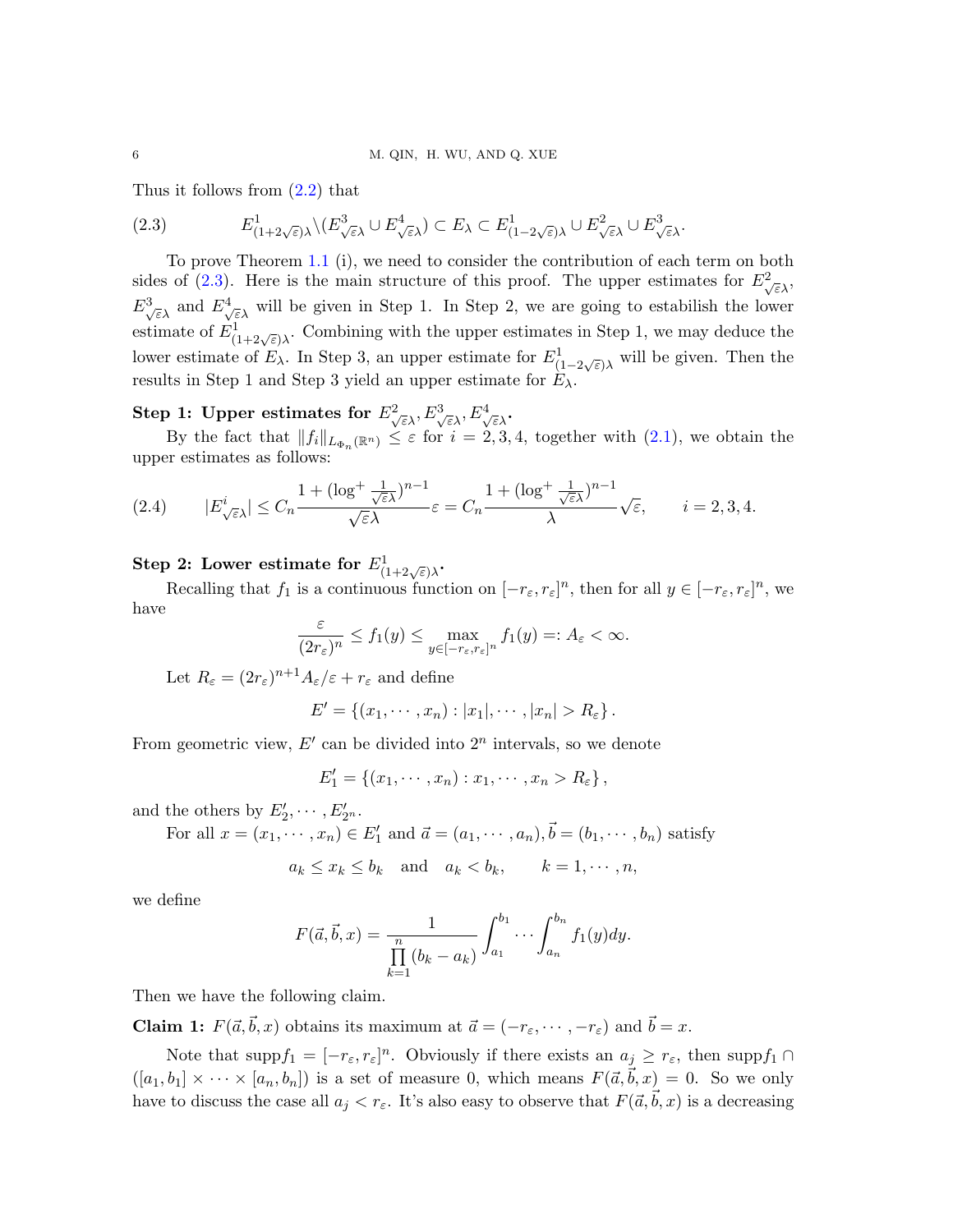Thus it follows from (2.2) that

$$E^1_{(1+2\sqrt{\varepsilon})\lambda}\backslash(E^3_{\sqrt{\varepsilon}\lambda}\cup E^4_{\sqrt{\varepsilon}\lambda})\subset E_\lambda\subset E^1_{(1-2\sqrt{\varepsilon})\lambda}\cup E^2_{\sqrt{\varepsilon}\lambda}\cup E^3_{\sqrt{\varepsilon}\lambda}. \tag{2.3}$$

To prove Theorem 1.1 (i), we need to consider the contribution of each term on both sides of (2.3). Here is the main structure of this proof. The upper estimates for $E^2_{\sqrt{\varepsilon}\lambda}$, $E^3_{\sqrt{\varepsilon}\lambda}$ and $E^4_{\sqrt{\varepsilon}\lambda}$ will be given in Step 1. In Step 2, we are going to estabilish the lower estimate of $E^1_{(1+2\sqrt{\varepsilon})\lambda}$. Combining with the upper estimates in Step 1, we may deduce the lower estimate of $E_\lambda$. In Step 3, an upper estimate for $E^1_{(1-2\sqrt{\varepsilon})\lambda}$ will be given. Then the results in Step 1 and Step 3 yield an upper estimate for $E_\lambda$.

**Step 1: Upper estimates for $E^2_{\sqrt{\varepsilon}\lambda}, E^3_{\sqrt{\varepsilon}\lambda}, E^4_{\sqrt{\varepsilon}\lambda}$.**

By the fact that $\|f_i\|_{L_{\Phi_n}(\mathbb{R}^n)}\le\varepsilon$ for $i=2,3,4$, together with (2.1), we obtain the upper estimates as follows:

$$|E^i_{\sqrt{\varepsilon}\lambda}|\le C_n\frac{1+(\log^+\frac{1}{\sqrt{\varepsilon}\lambda})^{n-1}}{\sqrt{\varepsilon}\lambda}\varepsilon=C_n\frac{1+(\log^+\frac{1}{\sqrt{\varepsilon}\lambda})^{n-1}}{\lambda}\sqrt{\varepsilon},\qquad i=2,3,4. \tag{2.4}$$

**Step 2: Lower estimate for $E^1_{(1+2\sqrt{\varepsilon})\lambda}$.**

Recalling that $f_1$ is a continuous function on $[-r_\varepsilon,r_\varepsilon]^n$, then for all $y\in[-r_\varepsilon,r_\varepsilon]^n$, we have

$$\frac{\varepsilon}{(2r_\varepsilon)^n}\le f_1(y)\le\max_{y\in[-r_\varepsilon,r_\varepsilon]^n}f_1(y)=:A_\varepsilon<\infty.$$

Let $R_\varepsilon=(2r_\varepsilon)^{n+1}A_\varepsilon/\varepsilon+r_\varepsilon$ and define

$$E'=\{(x_1,\cdots,x_n):|x_1|,\cdots,|x_n|>R_\varepsilon\}.$$

From geometric view, $E'$ can be divided into $2^n$ intervals, so we denote

$$E'_1=\{(x_1,\cdots,x_n):x_1,\cdots,x_n>R_\varepsilon\},$$

and the others by $E'_2,\cdots,E'_{2^n}$.

For all $x=(x_1,\cdots,x_n)\in E'_1$ and $\vec{a}=(a_1,\cdots,a_n),\vec{b}=(b_1,\cdots,b_n)$ satisfy

$$a_k\le x_k\le b_k\quad\text{and}\quad a_k<b_k,\qquad k=1,\cdots,n,$$

we define

$$F(\vec{a},\vec{b},x)=\frac{1}{\prod\limits_{k=1}^{n}(b_k-a_k)}\int_{a_1}^{b_1}\cdots\int_{a_n}^{b_n}f_1(y)dy.$$

Then we have the following claim.

**Claim 1:** $F(\vec{a},\vec{b},x)$ obtains its maximum at $\vec{a}=(-r_\varepsilon,\cdots,-r_\varepsilon)$ and $\vec{b}=x$.

Note that $\operatorname{supp}f_1=[-r_\varepsilon,r_\varepsilon]^n$. Obviously if there exists an $a_j\ge r_\varepsilon$, then $\operatorname{supp}f_1\cap([a_1,b_1]\times\cdots\times[a_n,b_n])$ is a set of measure 0, which means $F(\vec{a},\vec{b},x)=0$. So we only have to discuss the case all $a_j<r_\varepsilon$. It's also easy to observe that $F(\vec{a},\vec{b},x)$ is a decreasing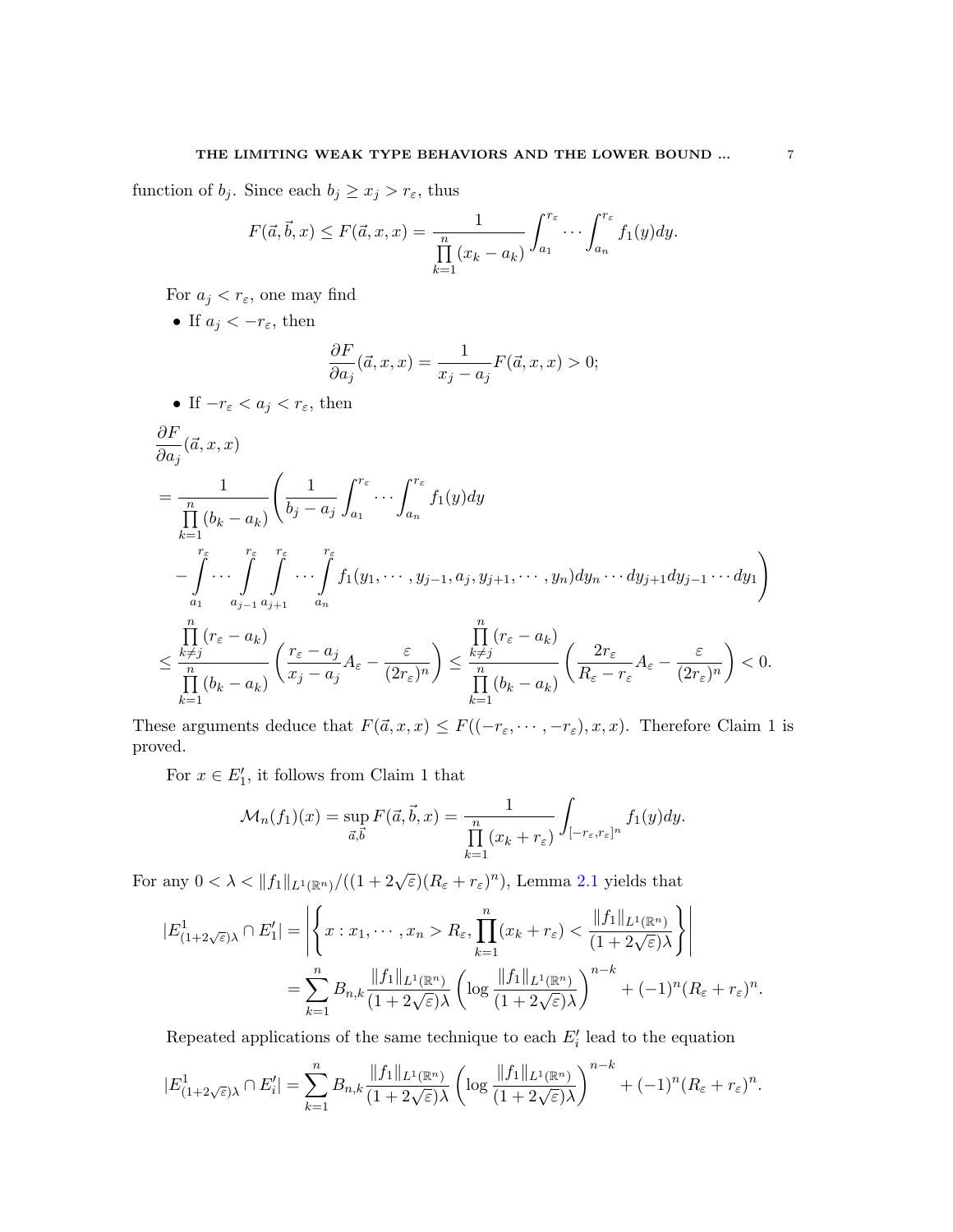function of $b_j$. Since each $b_j \geq x_j > r_\varepsilon$, thus

$$F(\vec{a}, \vec{b}, x) \leq F(\vec{a}, x, x) = \frac{1}{\prod\limits_{k=1}^{n}(x_k - a_k)} \int_{a_1}^{r_\varepsilon} \cdots \int_{a_n}^{r_\varepsilon} f_1(y) dy.$$

For $a_j < r_\varepsilon$, one may find

- If $a_j < -r_\varepsilon$, then
$$\frac{\partial F}{\partial a_j}(\vec{a}, x, x) = \frac{1}{x_j - a_j} F(\vec{a}, x, x) > 0;$$
- If $-r_\varepsilon < a_j < r_\varepsilon$, then

$$\begin{aligned}
&\frac{\partial F}{\partial a_j}(\vec{a}, x, x) \\
&= \frac{1}{\prod\limits_{k=1}^{n}(b_k - a_k)} \Bigg( \frac{1}{b_j - a_j} \int_{a_1}^{r_\varepsilon} \cdots \int_{a_n}^{r_\varepsilon} f_1(y) dy \\
&\quad - \int_{a_1}^{r_\varepsilon} \cdots \int_{a_{j-1}}^{r_\varepsilon} \int_{a_{j+1}}^{r_\varepsilon} \cdots \int_{a_n}^{r_\varepsilon} f_1(y_1, \cdots, y_{j-1}, a_j, y_{j+1}, \cdots, y_n) dy_n \cdots dy_{j+1} dy_{j-1} \cdots dy_1 \Bigg) \\
&\leq \frac{\prod\limits_{k \neq j}^{n}(r_\varepsilon - a_k)}{\prod\limits_{k=1}^{n}(b_k - a_k)} \left( \frac{r_\varepsilon - a_j}{x_j - a_j} A_\varepsilon - \frac{\varepsilon}{(2r_\varepsilon)^n} \right) \leq \frac{\prod\limits_{k \neq j}^{n}(r_\varepsilon - a_k)}{\prod\limits_{k=1}^{n}(b_k - a_k)} \left( \frac{2r_\varepsilon}{R_\varepsilon - r_\varepsilon} A_\varepsilon - \frac{\varepsilon}{(2r_\varepsilon)^n} \right) < 0.
\end{aligned}$$

These arguments deduce that $F(\vec{a}, x, x) \leq F((-r_\varepsilon, \cdots, -r_\varepsilon), x, x)$. Therefore Claim 1 is proved.

For $x \in E_1'$, it follows from Claim 1 that

$$\mathcal{M}_n(f_1)(x) = \sup_{\vec{a}, \vec{b}} F(\vec{a}, \vec{b}, x) = \frac{1}{\prod\limits_{k=1}^{n}(x_k + r_\varepsilon)} \int_{[-r_\varepsilon, r_\varepsilon]^n} f_1(y) dy.$$

For any $0 < \lambda < \|f_1\|_{L^1(\mathbb{R}^n)} / ((1 + 2\sqrt{\varepsilon})(R_\varepsilon + r_\varepsilon)^n)$, Lemma 2.1 yields that

$$\begin{aligned}
|E^1_{(1+2\sqrt{\varepsilon})\lambda} \cap E_1'| &= \left| \left\{ x : x_1, \cdots, x_n > R_\varepsilon, \prod_{k=1}^{n}(x_k + r_\varepsilon) < \frac{\|f_1\|_{L^1(\mathbb{R}^n)}}{(1 + 2\sqrt{\varepsilon})\lambda} \right\} \right| \\
&= \sum_{k=1}^{n} B_{n,k} \frac{\|f_1\|_{L^1(\mathbb{R}^n)}}{(1 + 2\sqrt{\varepsilon})\lambda} \left( \log \frac{\|f_1\|_{L^1(\mathbb{R}^n)}}{(1 + 2\sqrt{\varepsilon})\lambda} \right)^{n-k} + (-1)^n (R_\varepsilon + r_\varepsilon)^n.
\end{aligned}$$

Repeated applications of the same technique to each $E_i'$ lead to the equation

$$|E^1_{(1+2\sqrt{\varepsilon})\lambda} \cap E_i'| = \sum_{k=1}^{n} B_{n,k} \frac{\|f_1\|_{L^1(\mathbb{R}^n)}}{(1 + 2\sqrt{\varepsilon})\lambda} \left( \log \frac{\|f_1\|_{L^1(\mathbb{R}^n)}}{(1 + 2\sqrt{\varepsilon})\lambda} \right)^{n-k} + (-1)^n (R_\varepsilon + r_\varepsilon)^n.$$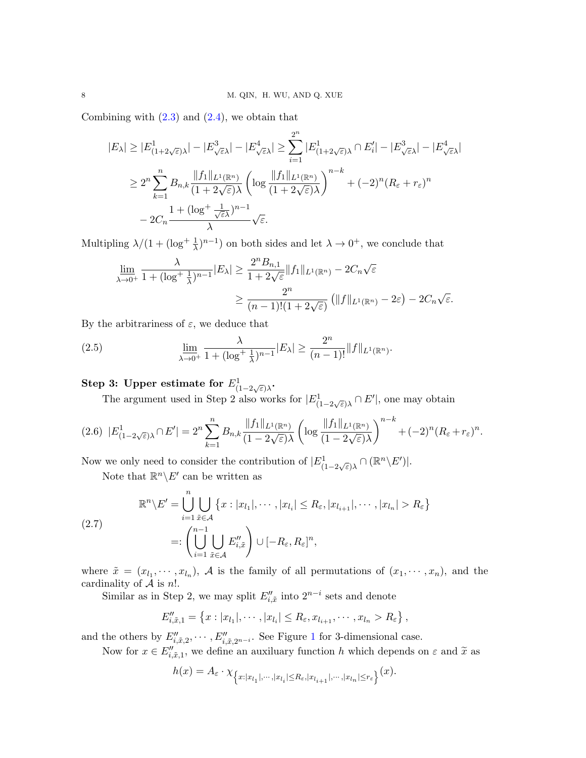Combining with (2.3) and (2.4), we obtain that

$$
\begin{aligned}
|E_\lambda| &\geq |E^1_{(1+2\sqrt{\varepsilon})\lambda}| - |E^3_{\sqrt{\varepsilon}\lambda}| - |E^4_{\sqrt{\varepsilon}\lambda}| \geq \sum_{i=1}^{2^n} |E^1_{(1+2\sqrt{\varepsilon})\lambda} \cap E'_i| - |E^3_{\sqrt{\varepsilon}\lambda}| - |E^4_{\sqrt{\varepsilon}\lambda}| \\
&\geq 2^n \sum_{k=1}^{n} B_{n,k} \frac{\|f_1\|_{L^1(\mathbb{R}^n)}}{(1+2\sqrt{\varepsilon})\lambda} \left(\log \frac{\|f_1\|_{L^1(\mathbb{R}^n)}}{(1+2\sqrt{\varepsilon})\lambda}\right)^{n-k} + (-2)^n (R_\varepsilon + r_\varepsilon)^n \\
&\quad - 2C_n \frac{1 + (\log^+ \frac{1}{\sqrt{\varepsilon}\lambda})^{n-1}}{\lambda} \sqrt{\varepsilon}.
\end{aligned}
$$

Multipling $\lambda/(1+(\log^+ \frac{1}{\lambda})^{n-1})$ on both sides and let $\lambda \to 0^+$, we conclude that

$$
\begin{aligned}
\varliminf_{\lambda \to 0^+} \frac{\lambda}{1 + (\log^+ \frac{1}{\lambda})^{n-1}} |E_\lambda| &\geq \frac{2^n B_{n,1}}{1+2\sqrt{\varepsilon}} \|f_1\|_{L^1(\mathbb{R}^n)} - 2C_n\sqrt{\varepsilon} \\
&\geq \frac{2^n}{(n-1)!(1+2\sqrt{\varepsilon})} \left(\|f\|_{L^1(\mathbb{R}^n)} - 2\varepsilon\right) - 2C_n\sqrt{\varepsilon}.
\end{aligned}
$$

By the arbitrariness of $\varepsilon$, we deduce that

$$
\varliminf_{\lambda \to 0^+} \frac{\lambda}{1 + (\log^+ \frac{1}{\lambda})^{n-1}} |E_\lambda| \geq \frac{2^n}{(n-1)!} \|f\|_{L^1(\mathbb{R}^n)}. \tag{2.5}
$$

**Step 3: Upper estimate for $E^1_{(1-2\sqrt{\varepsilon})\lambda}$.**

The argument used in Step 2 also works for $|E^1_{(1-2\sqrt{\varepsilon})\lambda} \cap E'|$, one may obtain

$$
|E^1_{(1-2\sqrt{\varepsilon})\lambda} \cap E'| = 2^n \sum_{k=1}^{n} B_{n,k} \frac{\|f_1\|_{L^1(\mathbb{R}^n)}}{(1-2\sqrt{\varepsilon})\lambda} \left(\log \frac{\|f_1\|_{L^1(\mathbb{R}^n)}}{(1-2\sqrt{\varepsilon})\lambda}\right)^{n-k} + (-2)^n (R_\varepsilon + r_\varepsilon)^n. \tag{2.6}
$$

Now we only need to consider the contribution of $|E^1_{(1-2\sqrt{\varepsilon})\lambda} \cap (\mathbb{R}^n \backslash E')|$.

Note that $\mathbb{R}^n \backslash E'$ can be written as

$$
\begin{aligned}
\mathbb{R}^n \backslash E' &= \bigcup_{i=1}^{n} \bigcup_{\tilde{x} \in \mathcal{A}} \left\{x : |x_{l_1}|, \cdots, |x_{l_i}| \leq R_\varepsilon, |x_{l_{i+1}}|, \cdots, |x_{l_n}| > R_\varepsilon\right\} \\
&=: \left(\bigcup_{i=1}^{n-1} \bigcup_{\tilde{x} \in \mathcal{A}} E''_{i,\tilde{x}}\right) \cup [-R_\varepsilon, R_\varepsilon]^n,
\end{aligned} \tag{2.7}
$$

where $\tilde{x} = (x_{l_1}, \cdots, x_{l_n})$, $\mathcal{A}$ is the family of all permutations of $(x_1, \cdots, x_n)$, and the cardinality of $\mathcal{A}$ is $n!$.

Similar as in Step 2, we may split $E''_{i,\tilde{x}}$ into $2^{n-i}$ sets and denote

$$
E''_{i,\tilde{x},1} = \left\{x : |x_{l_1}|, \cdots, |x_{l_i}| \leq R_\varepsilon, x_{l_{i+1}}, \cdots, x_{l_n} > R_\varepsilon\right\},
$$

and the others by $E''_{i,\tilde{x},2}, \cdots, E''_{i,\tilde{x},2^{n-i}}$. See Figure 1 for 3-dimensional case.

Now for $x \in E''_{i,\tilde{x},1}$, we define an auxiliary function $h$ which depends on $\varepsilon$ and $\widetilde{x}$ as

$$
h(x) = A_\varepsilon \cdot \chi_{\left\{x : |x_{l_1}|, \cdots, |x_{l_i}| \leq R_\varepsilon, |x_{l_{i+1}}|, \cdots, |x_{l_n}| \leq r_\varepsilon\right\}}(x).
$$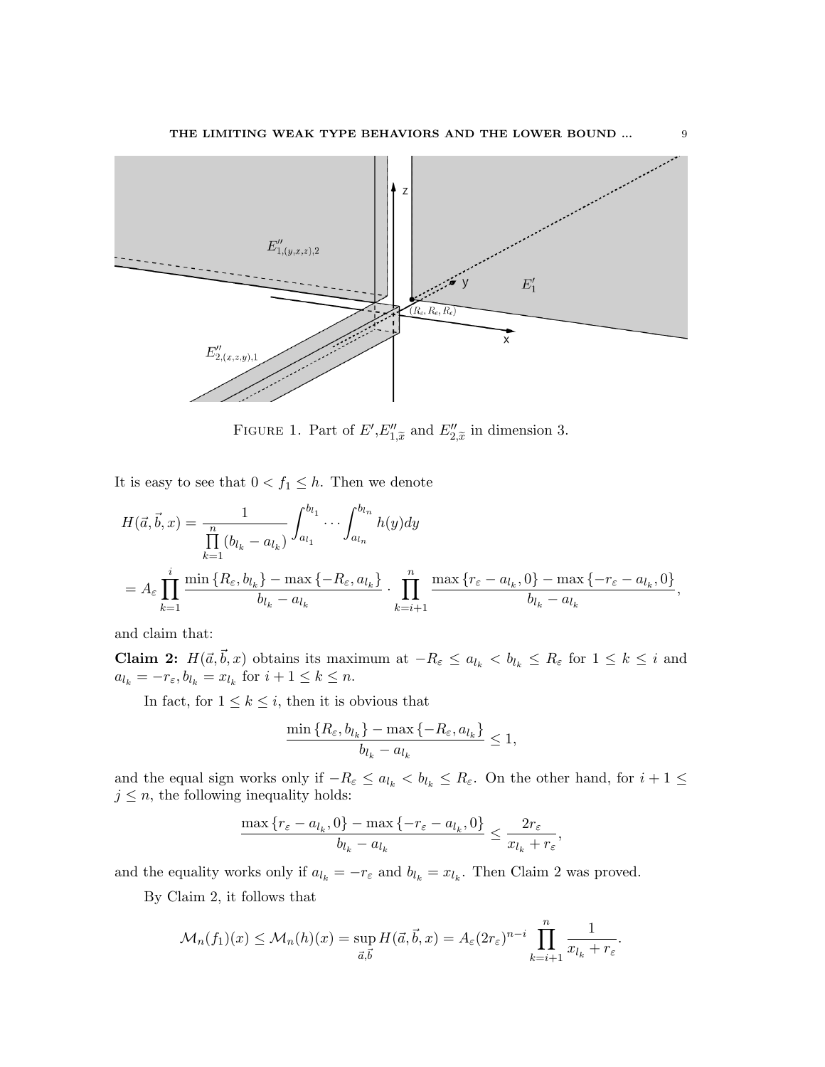FIGURE 1. Part of $E'$,$E''_{1,\widetilde{x}}$ and $E''_{2,\widetilde{x}}$ in dimension 3.

It is easy to see that $0 < f_1 \leq h$. Then we denote

$$
\begin{aligned}
H(\vec{a},\vec{b},x) &= \frac{1}{\prod\limits_{k=1}^{n}(b_{l_k}-a_{l_k})}\int_{a_{l_1}}^{b_{l_1}}\cdots\int_{a_{l_n}}^{b_{l_n}} h(y)dy \\
&= A_\varepsilon \prod_{k=1}^{i}\frac{\min\{R_\varepsilon, b_{l_k}\}-\max\{-R_\varepsilon, a_{l_k}\}}{b_{l_k}-a_{l_k}}\cdot \prod_{k=i+1}^{n}\frac{\max\{r_\varepsilon - a_{l_k},0\}-\max\{-r_\varepsilon - a_{l_k},0\}}{b_{l_k}-a_{l_k}},
\end{aligned}
$$

and claim that:

**Claim 2:** $H(\vec{a},\vec{b},x)$ obtains its maximum at $-R_\varepsilon \leq a_{l_k} < b_{l_k} \leq R_\varepsilon$ for $1 \leq k \leq i$ and $a_{l_k} = -r_\varepsilon, b_{l_k} = x_{l_k}$ for $i+1 \leq k \leq n$.

In fact, for $1 \leq k \leq i$, then it is obvious that

$$
\frac{\min\{R_\varepsilon, b_{l_k}\}-\max\{-R_\varepsilon, a_{l_k}\}}{b_{l_k}-a_{l_k}} \leq 1,
$$

and the equal sign works only if $-R_\varepsilon \leq a_{l_k} < b_{l_k} \leq R_\varepsilon$. On the other hand, for $i+1 \leq j \leq n$, the following inequality holds:

$$
\frac{\max\{r_\varepsilon - a_{l_k},0\}-\max\{-r_\varepsilon - a_{l_k},0\}}{b_{l_k}-a_{l_k}} \leq \frac{2r_\varepsilon}{x_{l_k}+r_\varepsilon},
$$

and the equality works only if $a_{l_k} = -r_\varepsilon$ and $b_{l_k} = x_{l_k}$. Then Claim 2 was proved.

By Claim 2, it follows that

$$
\mathcal{M}_n(f_1)(x) \leq \mathcal{M}_n(h)(x) = \sup_{\vec{a},\vec{b}} H(\vec{a},\vec{b},x) = A_\varepsilon (2r_\varepsilon)^{n-i}\prod_{k=i+1}^{n}\frac{1}{x_{l_k}+r_\varepsilon}.
$$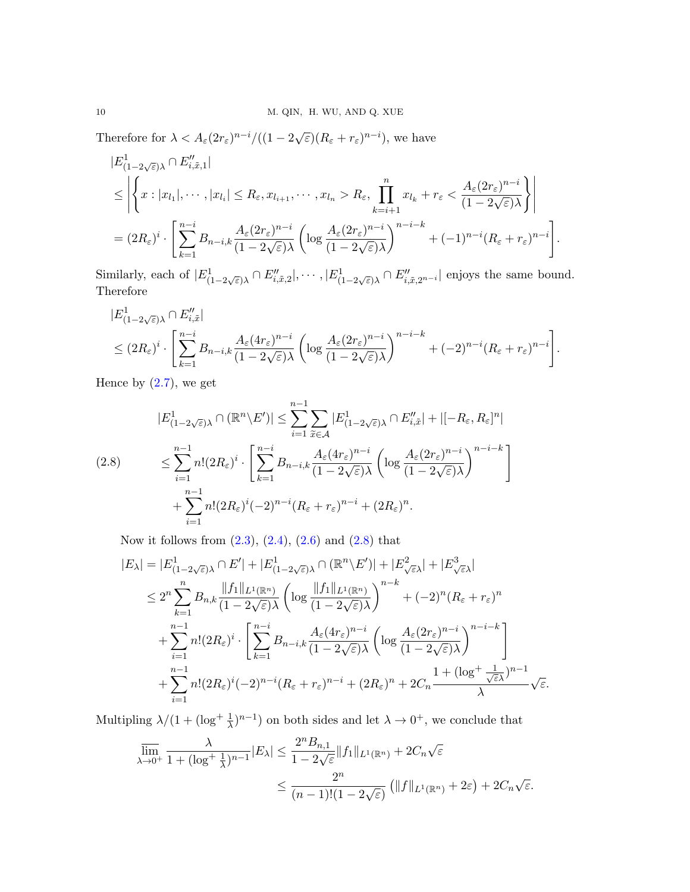Therefore for $\lambda < A_\varepsilon (2r_\varepsilon)^{n-i}/((1-2\sqrt{\varepsilon})(R_\varepsilon + r_\varepsilon)^{n-i})$, we have

$$
\begin{aligned}
&|E^1_{(1-2\sqrt{\varepsilon})\lambda} \cap E''_{i,\tilde{x},1}| \\
&\leq \left| \left\{ x : |x_{l_1}|, \cdots, |x_{l_i}| \leq R_\varepsilon, x_{l_{i+1}}, \cdots, x_{l_n} > R_\varepsilon, \prod_{k=i+1}^{n} x_{l_k} + r_\varepsilon < \frac{A_\varepsilon (2r_\varepsilon)^{n-i}}{(1-2\sqrt{\varepsilon})\lambda} \right\} \right| \\
&= (2R_\varepsilon)^i \cdot \left[ \sum_{k=1}^{n-i} B_{n-i,k} \frac{A_\varepsilon (2r_\varepsilon)^{n-i}}{(1-2\sqrt{\varepsilon})\lambda} \left( \log \frac{A_\varepsilon (2r_\varepsilon)^{n-i}}{(1-2\sqrt{\varepsilon})\lambda} \right)^{n-i-k} + (-1)^{n-i}(R_\varepsilon + r_\varepsilon)^{n-i} \right].
\end{aligned}
$$

Similarly, each of $|E^1_{(1-2\sqrt{\varepsilon})\lambda} \cap E''_{i,\tilde{x},2}|, \cdots, |E^1_{(1-2\sqrt{\varepsilon})\lambda} \cap E''_{i,\tilde{x},2^{n-i}}|$ enjoys the same bound. Therefore

$$
\begin{aligned}
&|E^1_{(1-2\sqrt{\varepsilon})\lambda} \cap E''_{i,\tilde{x}}| \\
&\leq (2R_\varepsilon)^i \cdot \left[ \sum_{k=1}^{n-i} B_{n-i,k} \frac{A_\varepsilon (4r_\varepsilon)^{n-i}}{(1-2\sqrt{\varepsilon})\lambda} \left( \log \frac{A_\varepsilon (2r_\varepsilon)^{n-i}}{(1-2\sqrt{\varepsilon})\lambda} \right)^{n-i-k} + (-2)^{n-i}(R_\varepsilon + r_\varepsilon)^{n-i} \right].
\end{aligned}
$$

Hence by (2.7), we get

$$
\begin{aligned}
|E^1_{(1-2\sqrt{\varepsilon})\lambda} \cap (\mathbb{R}^n \backslash E')| &\leq \sum_{i=1}^{n-1} \sum_{\tilde{x} \in \mathcal{A}} |E^1_{(1-2\sqrt{\varepsilon})\lambda} \cap E''_{i,\tilde{x}}| + |[-R_\varepsilon, R_\varepsilon]^n| \\
&\leq \sum_{i=1}^{n-1} n!(2R_\varepsilon)^i \cdot \left[ \sum_{k=1}^{n-i} B_{n-i,k} \frac{A_\varepsilon (4r_\varepsilon)^{n-i}}{(1-2\sqrt{\varepsilon})\lambda} \left( \log \frac{A_\varepsilon (2r_\varepsilon)^{n-i}}{(1-2\sqrt{\varepsilon})\lambda} \right)^{n-i-k} \right] \\
&\quad + \sum_{i=1}^{n-1} n!(2R_\varepsilon)^i (-2)^{n-i}(R_\varepsilon + r_\varepsilon)^{n-i} + (2R_\varepsilon)^n.
\end{aligned}
\tag{2.8}
$$

Now it follows from (2.3), (2.4), (2.6) and (2.8) that

$$
\begin{aligned}
|E_\lambda| &= |E^1_{(1-2\sqrt{\varepsilon})\lambda} \cap E'| + |E^1_{(1-2\sqrt{\varepsilon})\lambda} \cap (\mathbb{R}^n \backslash E')| + |E^2_{\sqrt{\varepsilon}\lambda}| + |E^3_{\sqrt{\varepsilon}\lambda}| \\
&\leq 2^n \sum_{k=1}^{n} B_{n,k} \frac{\|f_1\|_{L^1(\mathbb{R}^n)}}{(1-2\sqrt{\varepsilon})\lambda} \left( \log \frac{\|f_1\|_{L^1(\mathbb{R}^n)}}{(1-2\sqrt{\varepsilon})\lambda} \right)^{n-k} + (-2)^n (R_\varepsilon + r_\varepsilon)^n \\
&\quad + \sum_{i=1}^{n-1} n!(2R_\varepsilon)^i \cdot \left[ \sum_{k=1}^{n-i} B_{n-i,k} \frac{A_\varepsilon (4r_\varepsilon)^{n-i}}{(1-2\sqrt{\varepsilon})\lambda} \left( \log \frac{A_\varepsilon (2r_\varepsilon)^{n-i}}{(1-2\sqrt{\varepsilon})\lambda} \right)^{n-i-k} \right] \\
&\quad + \sum_{i=1}^{n-1} n!(2R_\varepsilon)^i (-2)^{n-i}(R_\varepsilon + r_\varepsilon)^{n-i} + (2R_\varepsilon)^n + 2C_n \frac{1 + (\log^+ \frac{1}{\sqrt{\varepsilon}\lambda})^{n-1}}{\lambda} \sqrt{\varepsilon}.
\end{aligned}
$$

Multipling $\lambda/(1 + (\log^+ \frac{1}{\lambda})^{n-1})$ on both sides and let $\lambda \to 0^+$, we conclude that

$$
\begin{aligned}
\varlimsup_{\lambda \to 0^+} \frac{\lambda}{1 + (\log^+ \frac{1}{\lambda})^{n-1}} |E_\lambda| &\leq \frac{2^n B_{n,1}}{1-2\sqrt{\varepsilon}} \|f_1\|_{L^1(\mathbb{R}^n)} + 2C_n \sqrt{\varepsilon} \\
&\leq \frac{2^n}{(n-1)!(1-2\sqrt{\varepsilon})} \left( \|f\|_{L^1(\mathbb{R}^n)} + 2\varepsilon \right) + 2C_n \sqrt{\varepsilon}.
\end{aligned}
$$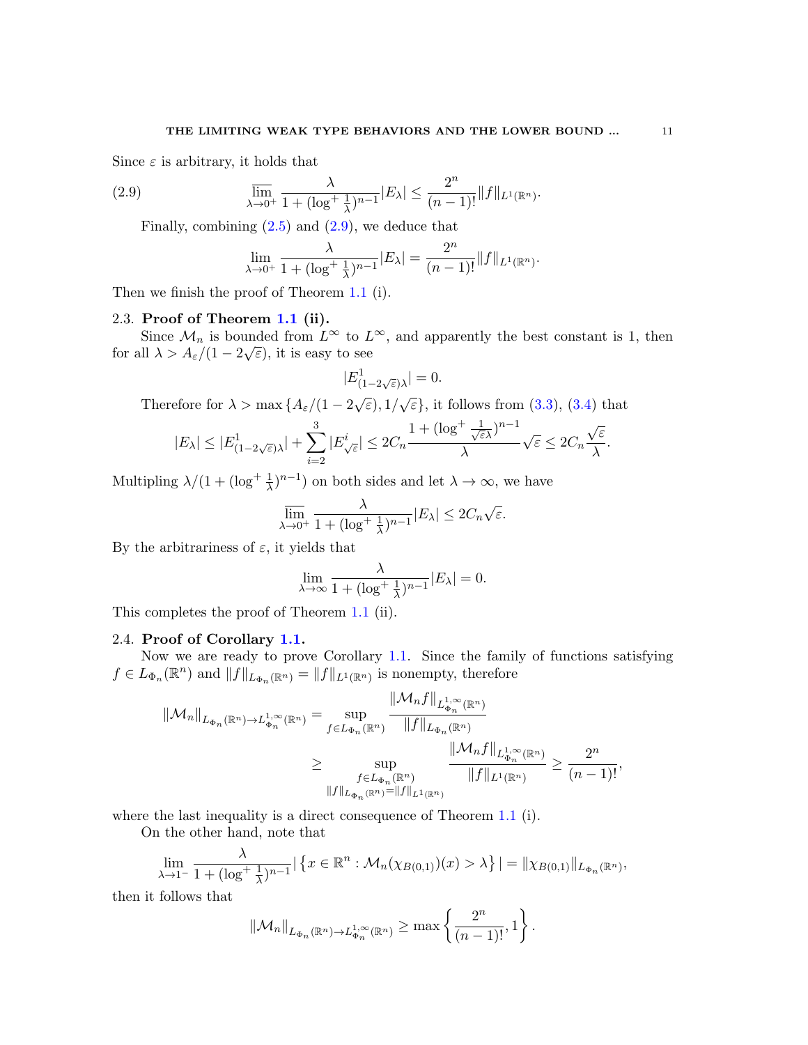Since $\varepsilon$ is arbitrary, it holds that

$$\varlimsup_{\lambda\to 0^+} \frac{\lambda}{1+(\log^+\frac{1}{\lambda})^{n-1}}|E_\lambda| \leq \frac{2^n}{(n-1)!}\|f\|_{L^1(\mathbb{R}^n)}. \tag{2.9}$$

Finally, combining (2.5) and (2.9), we deduce that

$$\lim_{\lambda\to 0^+} \frac{\lambda}{1+(\log^+\frac{1}{\lambda})^{n-1}}|E_\lambda| = \frac{2^n}{(n-1)!}\|f\|_{L^1(\mathbb{R}^n)}.$$

Then we finish the proof of Theorem 1.1 (i).

### 2.3. Proof of Theorem 1.1 (ii).

Since $\mathcal{M}_n$ is bounded from $L^\infty$ to $L^\infty$, and apparently the best constant is 1, then for all $\lambda > A_\varepsilon/(1-2\sqrt{\varepsilon})$, it is easy to see

$$|E^1_{(1-2\sqrt{\varepsilon})\lambda}| = 0.$$

Therefore for $\lambda > \max\{A_\varepsilon/(1-2\sqrt{\varepsilon}), 1/\sqrt{\varepsilon}\}$, it follows from (3.3), (3.4) that

$$|E_\lambda| \leq |E^1_{(1-2\sqrt{\varepsilon})\lambda}| + \sum_{i=2}^{3}|E^i_{\sqrt{\varepsilon}}| \leq 2C_n\frac{1+(\log^+\frac{1}{\sqrt{\varepsilon}\lambda})^{n-1}}{\lambda}\sqrt{\varepsilon} \leq 2C_n\frac{\sqrt{\varepsilon}}{\lambda}.$$

Multipling $\lambda/(1+(\log^+\frac{1}{\lambda})^{n-1})$ on both sides and let $\lambda\to\infty$, we have

$$\varlimsup_{\lambda\to 0^+} \frac{\lambda}{1+(\log^+\frac{1}{\lambda})^{n-1}}|E_\lambda| \leq 2C_n\sqrt{\varepsilon}.$$

By the arbitrariness of $\varepsilon$, it yields that

$$\lim_{\lambda\to \infty} \frac{\lambda}{1+(\log^+\frac{1}{\lambda})^{n-1}}|E_\lambda| = 0.$$

This completes the proof of Theorem 1.1 (ii).

### 2.4. Proof of Corollary 1.1.

Now we are ready to prove Corollary 1.1. Since the family of functions satisfying $f\in L_{\Phi_n}(\mathbb{R}^n)$ and $\|f\|_{L_{\Phi_n}(\mathbb{R}^n)} = \|f\|_{L^1(\mathbb{R}^n)}$ is nonempty, therefore

$$\begin{aligned}
\|\mathcal{M}_n\|_{L_{\Phi_n}(\mathbb{R}^n)\to L^{1,\infty}_{\Phi_n}(\mathbb{R}^n)} &= \sup_{f\in L_{\Phi_n}(\mathbb{R}^n)} \frac{\|\mathcal{M}_n f\|_{L^{1,\infty}_{\Phi_n}(\mathbb{R}^n)}}{\|f\|_{L_{\Phi_n}(\mathbb{R}^n)}} \\
&\geq \sup_{\substack{f\in L_{\Phi_n}(\mathbb{R}^n)\\ \|f\|_{L_{\Phi_n}(\mathbb{R}^n)}=\|f\|_{L^1(\mathbb{R}^n)}}} \frac{\|\mathcal{M}_n f\|_{L^{1,\infty}_{\Phi_n}(\mathbb{R}^n)}}{\|f\|_{L^1(\mathbb{R}^n)}} \geq \frac{2^n}{(n-1)!},
\end{aligned}$$

where the last inequality is a direct consequence of Theorem 1.1 (i).

On the other hand, note that

$$\lim_{\lambda\to 1^-} \frac{\lambda}{1+(\log^+\frac{1}{\lambda})^{n-1}}\left|\left\{x\in\mathbb{R}^n : \mathcal{M}_n(\chi_{B(0,1)})(x) > \lambda\right\}\right| = \|\chi_{B(0,1)}\|_{L_{\Phi_n}(\mathbb{R}^n)},$$

then it follows that

$$\|\mathcal{M}_n\|_{L_{\Phi_n}(\mathbb{R}^n)\to L^{1,\infty}_{\Phi_n}(\mathbb{R}^n)} \geq \max\left\{\frac{2^n}{(n-1)!}, 1\right\}.$$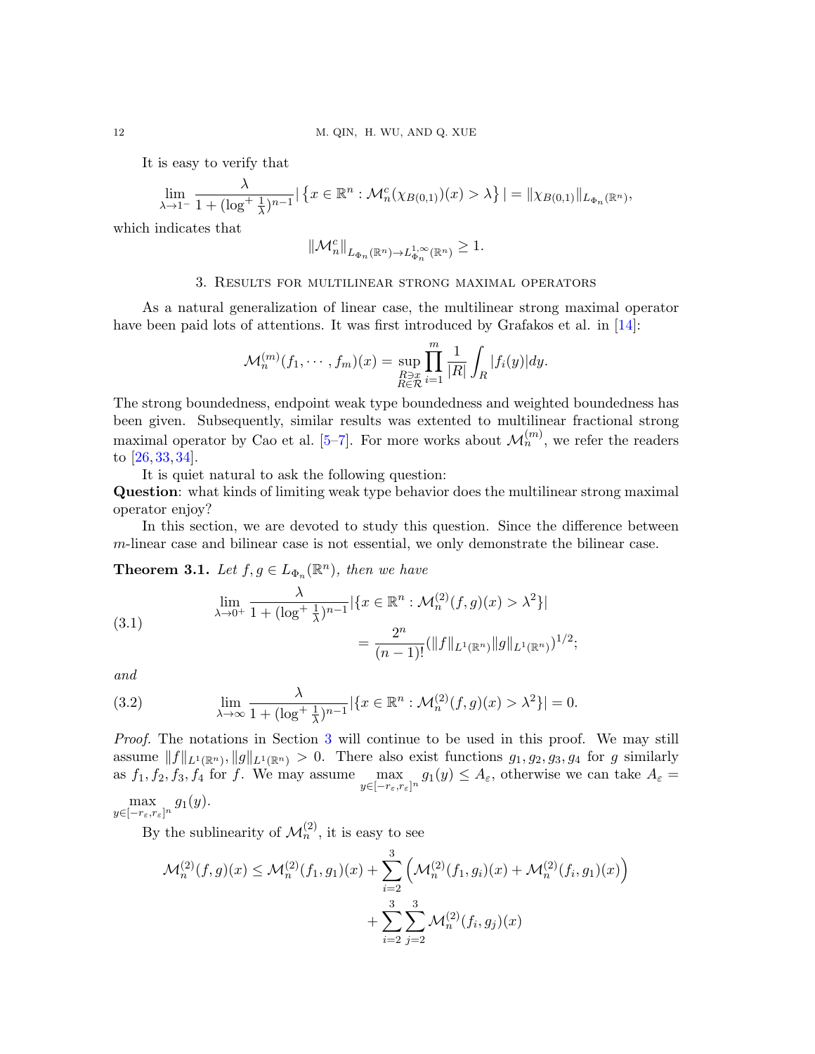It is easy to verify that

$$\lim_{\lambda\to 1^-}\frac{\lambda}{1+(\log^+\frac{1}{\lambda})^{n-1}}\big|\left\{x\in\mathbb{R}^n:\mathcal{M}_n^c(\chi_{B(0,1)})(x)>\lambda\right\}\big| = \|\chi_{B(0,1)}\|_{L_{\Phi_n}(\mathbb{R}^n)},$$

which indicates that

$$\|\mathcal{M}_n^c\|_{L_{\Phi_n}(\mathbb{R}^n)\to L^{1,\infty}_{\Phi_n}(\mathbb{R}^n)}\geq 1.$$

## 3. Results for multilinear strong maximal operators

As a natural generalization of linear case, the multilinear strong maximal operator have been paid lots of attentions. It was first introduced by Grafakos et al. in [14]:

$$\mathcal{M}_n^{(m)}(f_1,\cdots,f_m)(x)=\sup_{\substack{R\ni x\\ R\in\mathcal{R}}}\prod_{i=1}^m\frac{1}{|R|}\int_R|f_i(y)|dy.$$

The strong boundedness, endpoint weak type boundedness and weighted boundedness has been given. Subsequently, similar results was extented to multilinear fractional strong maximal operator by Cao et al. [5–7]. For more works about $\mathcal{M}_n^{(m)}$, we refer the readers to [26, 33, 34].

It is quiet natural to ask the following question:
**Question**: what kinds of limiting weak type behavior does the multilinear strong maximal operator enjoy?

In this section, we are devoted to study this question. Since the difference between $m$-linear case and bilinear case is not essential, we only demonstrate the bilinear case.

**Theorem 3.1.** *Let $f,g\in L_{\Phi_n}(\mathbb{R}^n)$, then we have*

$$\begin{aligned}\lim_{\lambda\to 0^+}\frac{\lambda}{1+(\log^+\frac{1}{\lambda})^{n-1}}&|\{x\in\mathbb{R}^n:\mathcal{M}_n^{(2)}(f,g)(x)>\lambda^2\}|\\ &=\frac{2^n}{(n-1)!}(\|f\|_{L^1(\mathbb{R}^n)}\|g\|_{L^1(\mathbb{R}^n)})^{1/2};\end{aligned}\tag{3.1}$$

*and*

$$\lim_{\lambda\to\infty}\frac{\lambda}{1+(\log^+\frac{1}{\lambda})^{n-1}}|\{x\in\mathbb{R}^n:\mathcal{M}_n^{(2)}(f,g)(x)>\lambda^2\}|=0.\tag{3.2}$$

*Proof.* The notations in Section 3 will continue to be used in this proof. We may still assume $\|f\|_{L^1(\mathbb{R}^n)},\|g\|_{L^1(\mathbb{R}^n)}>0$. There also exist functions $g_1,g_2,g_3,g_4$ for $g$ similarly as $f_1,f_2,f_3,f_4$ for $f$. We may assume $\max_{y\in[-r_\varepsilon,r_\varepsilon]^n}g_1(y)\leq A_\varepsilon$, otherwise we can take $A_\varepsilon=\max_{y\in[-r_\varepsilon,r_\varepsilon]^n}g_1(y)$.

By the sublinearity of $\mathcal{M}_n^{(2)}$, it is easy to see

$$\begin{aligned}\mathcal{M}_n^{(2)}(f,g)(x)\leq\mathcal{M}_n^{(2)}(f_1,g_1)(x)&+\sum_{i=2}^3\left(\mathcal{M}_n^{(2)}(f_1,g_i)(x)+\mathcal{M}_n^{(2)}(f_i,g_1)(x)\right)\\ &+\sum_{i=2}^3\sum_{j=2}^3\mathcal{M}_n^{(2)}(f_i,g_j)(x)\end{aligned}$$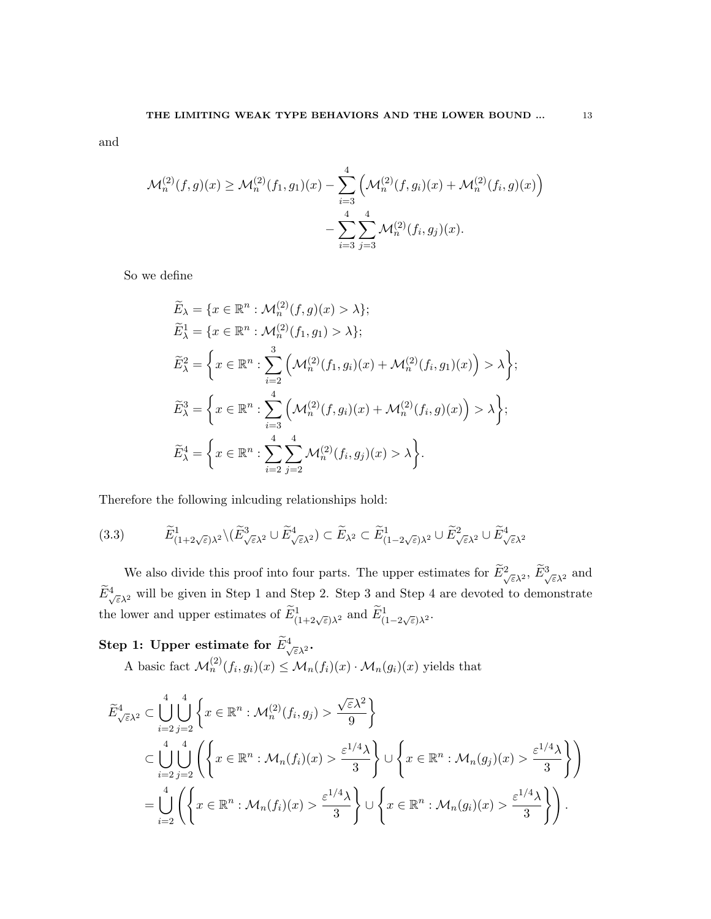and

$$\mathcal{M}_n^{(2)}(f,g)(x) \geq \mathcal{M}_n^{(2)}(f_1,g_1)(x) - \sum_{i=3}^{4}\Big(\mathcal{M}_n^{(2)}(f,g_i)(x) + \mathcal{M}_n^{(2)}(f_i,g)(x)\Big) - \sum_{i=3}^{4}\sum_{j=3}^{4}\mathcal{M}_n^{(2)}(f_i,g_j)(x).$$

So we define

$$\begin{aligned}
\widetilde{E}_\lambda &= \{x \in \mathbb{R}^n : \mathcal{M}_n^{(2)}(f,g)(x) > \lambda\};\\
\widetilde{E}_\lambda^1 &= \{x \in \mathbb{R}^n : \mathcal{M}_n^{(2)}(f_1,g_1) > \lambda\};\\
\widetilde{E}_\lambda^2 &= \bigg\{x \in \mathbb{R}^n : \sum_{i=2}^{3}\Big(\mathcal{M}_n^{(2)}(f_1,g_i)(x) + \mathcal{M}_n^{(2)}(f_i,g_1)(x)\Big) > \lambda\bigg\};\\
\widetilde{E}_\lambda^3 &= \bigg\{x \in \mathbb{R}^n : \sum_{i=3}^{4}\Big(\mathcal{M}_n^{(2)}(f,g_i)(x) + \mathcal{M}_n^{(2)}(f_i,g)(x)\Big) > \lambda\bigg\};\\
\widetilde{E}_\lambda^4 &= \bigg\{x \in \mathbb{R}^n : \sum_{i=2}^{4}\sum_{j=2}^{4}\mathcal{M}_n^{(2)}(f_i,g_j)(x) > \lambda\bigg\}.
\end{aligned}$$

Therefore the following inlcuding relationships hold:

$$\widetilde{E}^1_{(1+2\sqrt{\varepsilon})\lambda^2}\backslash(\widetilde{E}^3_{\sqrt{\varepsilon}\lambda^2} \cup \widetilde{E}^4_{\sqrt{\varepsilon}\lambda^2}) \subset \widetilde{E}_{\lambda^2} \subset \widetilde{E}^1_{(1-2\sqrt{\varepsilon})\lambda^2} \cup \widetilde{E}^2_{\sqrt{\varepsilon}\lambda^2} \cup \widetilde{E}^4_{\sqrt{\varepsilon}\lambda^2} \tag{3.3}$$

We also divide this proof into four parts. The upper estimates for $\widetilde{E}^2_{\sqrt{\varepsilon}\lambda^2}$, $\widetilde{E}^3_{\sqrt{\varepsilon}\lambda^2}$ and $\widetilde{E}^4_{\sqrt{\varepsilon}\lambda^2}$ will be given in Step 1 and Step 2. Step 3 and Step 4 are devoted to demonstrate the lower and upper estimates of $\widetilde{E}^1_{(1+2\sqrt{\varepsilon})\lambda^2}$ and $\widetilde{E}^1_{(1-2\sqrt{\varepsilon})\lambda^2}$.

**Step 1: Upper estimate for $\widetilde{E}^4_{\sqrt{\varepsilon}\lambda^2}$.**

A basic fact $\mathcal{M}_n^{(2)}(f_i,g_i)(x) \leq \mathcal{M}_n(f_i)(x)\cdot\mathcal{M}_n(g_i)(x)$ yields that

$$\begin{aligned}
\widetilde{E}^4_{\sqrt{\varepsilon}\lambda^2} &\subset \bigcup_{i=2}^{4}\bigcup_{j=2}^{4}\bigg\{x \in \mathbb{R}^n : \mathcal{M}_n^{(2)}(f_i,g_j) > \frac{\sqrt{\varepsilon}\lambda^2}{9}\bigg\}\\
&\subset \bigcup_{i=2}^{4}\bigcup_{j=2}^{4}\Bigg(\bigg\{x \in \mathbb{R}^n : \mathcal{M}_n(f_i)(x) > \frac{\varepsilon^{1/4}\lambda}{3}\bigg\} \cup \bigg\{x \in \mathbb{R}^n : \mathcal{M}_n(g_j)(x) > \frac{\varepsilon^{1/4}\lambda}{3}\bigg\}\Bigg)\\
&= \bigcup_{i=2}^{4}\Bigg(\bigg\{x \in \mathbb{R}^n : \mathcal{M}_n(f_i)(x) > \frac{\varepsilon^{1/4}\lambda}{3}\bigg\} \cup \bigg\{x \in \mathbb{R}^n : \mathcal{M}_n(g_i)(x) > \frac{\varepsilon^{1/4}\lambda}{3}\bigg\}\Bigg).
\end{aligned}$$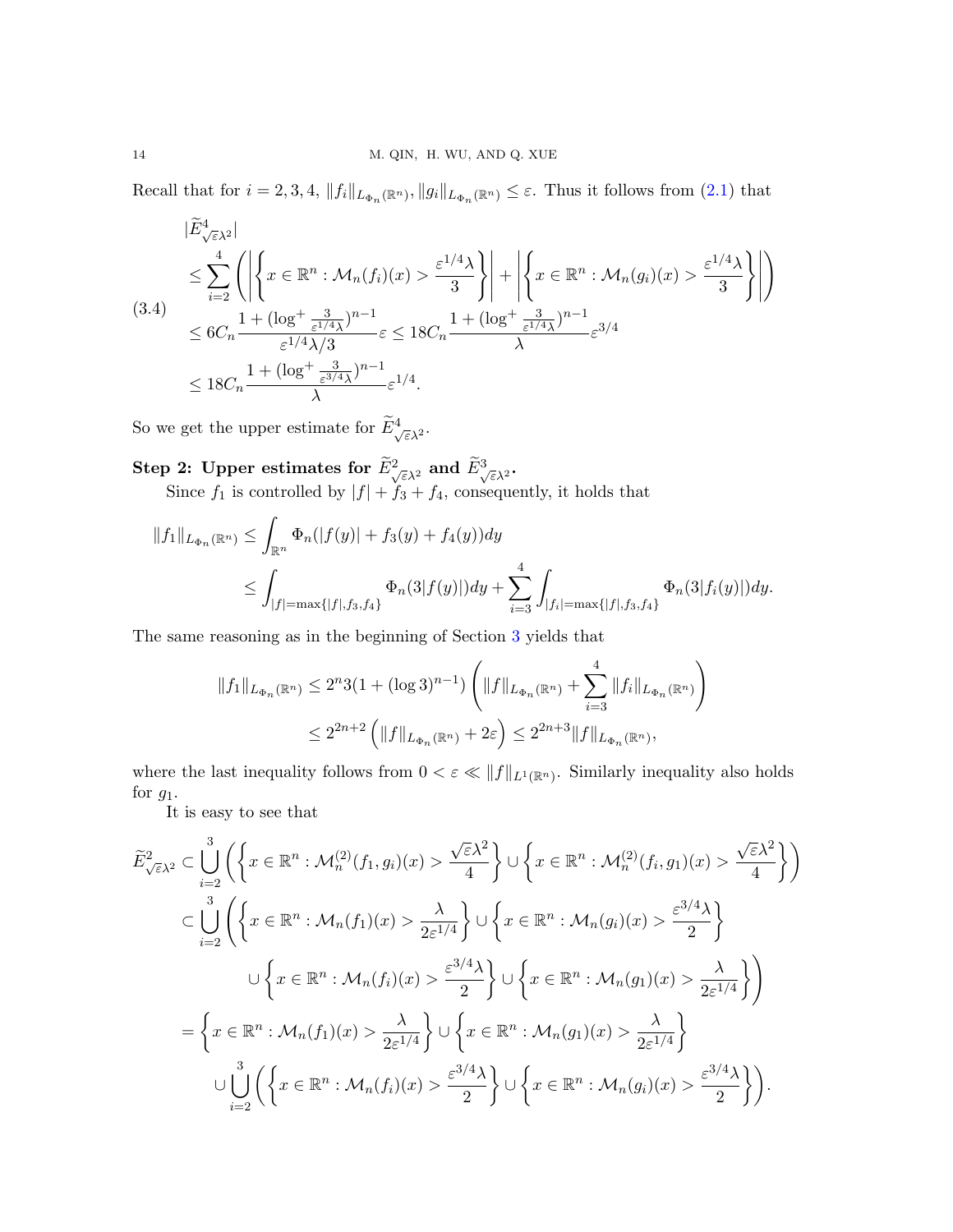Recall that for $i = 2, 3, 4$, $\|f_i\|_{L_{\Phi_n}(\mathbb{R}^n)}, \|g_i\|_{L_{\Phi_n}(\mathbb{R}^n)} \leq \varepsilon$. Thus it follows from (2.1) that

$$
\begin{aligned}
&|\widetilde{E}^4_{\sqrt{\varepsilon}\lambda^2}| \\
&\leq \sum_{i=2}^{4} \left( \left| \left\{ x \in \mathbb{R}^n : \mathcal{M}_n(f_i)(x) > \frac{\varepsilon^{1/4}\lambda}{3} \right\} \right| + \left| \left\{ x \in \mathbb{R}^n : \mathcal{M}_n(g_i)(x) > \frac{\varepsilon^{1/4}\lambda}{3} \right\} \right| \right) \\
&\leq 6C_n \frac{1 + (\log^+ \frac{3}{\varepsilon^{1/4}\lambda})^{n-1}}{\varepsilon^{1/4}\lambda/3} \varepsilon \leq 18C_n \frac{1 + (\log^+ \frac{3}{\varepsilon^{1/4}\lambda})^{n-1}}{\lambda} \varepsilon^{3/4} \\
&\leq 18C_n \frac{1 + (\log^+ \frac{3}{\varepsilon^{3/4}\lambda})^{n-1}}{\lambda} \varepsilon^{1/4}.
\end{aligned} \tag{3.4}
$$

So we get the upper estimate for $\widetilde{E}^4_{\sqrt{\varepsilon}\lambda^2}$.

**Step 2: Upper estimates for $\widetilde{E}^2_{\sqrt{\varepsilon}\lambda^2}$ and $\widetilde{E}^3_{\sqrt{\varepsilon}\lambda^2}$.**

Since $f_1$ is controlled by $|f| + f_3 + f_4$, consequently, it holds that

$$
\begin{aligned}
\|f_1\|_{L_{\Phi_n}(\mathbb{R}^n)} &\leq \int_{\mathbb{R}^n} \Phi_n(|f(y)| + f_3(y) + f_4(y)) dy \\
&\leq \int_{|f| = \max\{|f|, f_3, f_4\}} \Phi_n(3|f(y)|) dy + \sum_{i=3}^{4} \int_{|f_i| = \max\{|f|, f_3, f_4\}} \Phi_n(3|f_i(y)|) dy.
\end{aligned}
$$

The same reasoning as in the beginning of Section 3 yields that

$$
\begin{aligned}
\|f_1\|_{L_{\Phi_n}(\mathbb{R}^n)} &\leq 2^n 3(1 + (\log 3)^{n-1}) \left( \|f\|_{L_{\Phi_n}(\mathbb{R}^n)} + \sum_{i=3}^{4} \|f_i\|_{L_{\Phi_n}(\mathbb{R}^n)} \right) \\
&\leq 2^{2n+2} \left( \|f\|_{L_{\Phi_n}(\mathbb{R}^n)} + 2\varepsilon \right) \leq 2^{2n+3} \|f\|_{L_{\Phi_n}(\mathbb{R}^n)},
\end{aligned}
$$

where the last inequality follows from $0 < \varepsilon \ll \|f\|_{L^1(\mathbb{R}^n)}$. Similarly inequality also holds for $g_1$.

It is easy to see that

$$
\begin{aligned}
\widetilde{E}^2_{\sqrt{\varepsilon}\lambda^2} &\subset \bigcup_{i=2}^{3} \left( \left\{ x \in \mathbb{R}^n : \mathcal{M}^{(2)}_n(f_1, g_i)(x) > \frac{\sqrt{\varepsilon}\lambda^2}{4} \right\} \cup \left\{ x \in \mathbb{R}^n : \mathcal{M}^{(2)}_n(f_i, g_1)(x) > \frac{\sqrt{\varepsilon}\lambda^2}{4} \right\} \right) \\
&\subset \bigcup_{i=2}^{3} \left( \left\{ x \in \mathbb{R}^n : \mathcal{M}_n(f_1)(x) > \frac{\lambda}{2\varepsilon^{1/4}} \right\} \cup \left\{ x \in \mathbb{R}^n : \mathcal{M}_n(g_i)(x) > \frac{\varepsilon^{3/4}\lambda}{2} \right\} \right. \\
&\qquad \left. \cup \left\{ x \in \mathbb{R}^n : \mathcal{M}_n(f_i)(x) > \frac{\varepsilon^{3/4}\lambda}{2} \right\} \cup \left\{ x \in \mathbb{R}^n : \mathcal{M}_n(g_1)(x) > \frac{\lambda}{2\varepsilon^{1/4}} \right\} \right) \\
&= \left\{ x \in \mathbb{R}^n : \mathcal{M}_n(f_1)(x) > \frac{\lambda}{2\varepsilon^{1/4}} \right\} \cup \left\{ x \in \mathbb{R}^n : \mathcal{M}_n(g_1)(x) > \frac{\lambda}{2\varepsilon^{1/4}} \right\} \\
&\qquad \cup \bigcup_{i=2}^{3} \left( \left\{ x \in \mathbb{R}^n : \mathcal{M}_n(f_i)(x) > \frac{\varepsilon^{3/4}\lambda}{2} \right\} \cup \left\{ x \in \mathbb{R}^n : \mathcal{M}_n(g_i)(x) > \frac{\varepsilon^{3/4}\lambda}{2} \right\} \right).
\end{aligned}
$$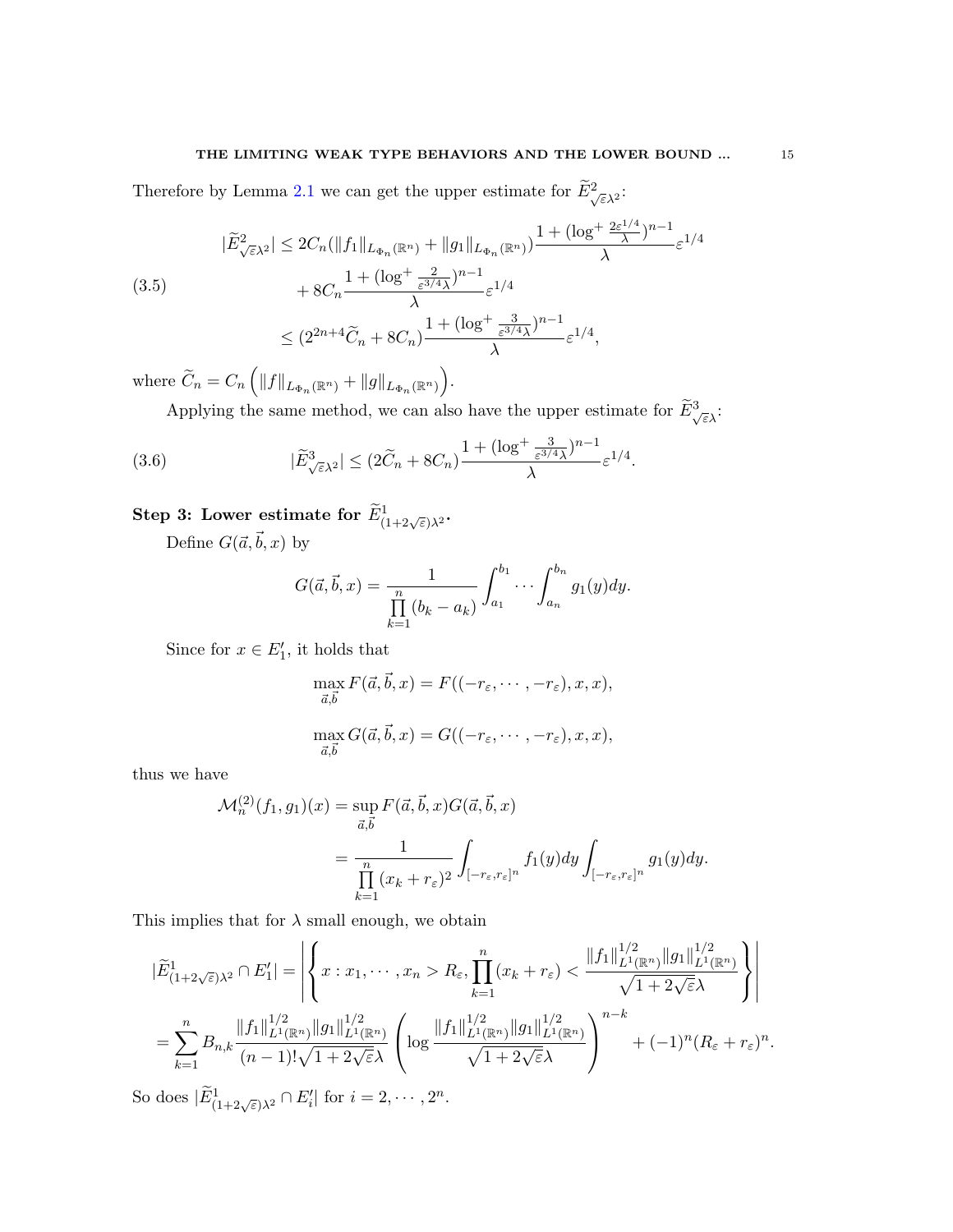Therefore by Lemma 2.1 we can get the upper estimate for $\widetilde{E}^2_{\sqrt{\varepsilon}\lambda^2}$:

$$
\begin{aligned}
|\widetilde{E}^2_{\sqrt{\varepsilon}\lambda^2}| &\leq 2C_n(\|f_1\|_{L_{\Phi_n}(\mathbb{R}^n)} + \|g_1\|_{L_{\Phi_n}(\mathbb{R}^n)})\frac{1+(\log^+\frac{2\varepsilon^{1/4}}{\lambda})^{n-1}}{\lambda}\varepsilon^{1/4} \\
&\quad + 8C_n\frac{1+(\log^+\frac{2}{\varepsilon^{3/4}\lambda})^{n-1}}{\lambda}\varepsilon^{1/4} \\
&\leq (2^{2n+4}\widetilde{C}_n + 8C_n)\frac{1+(\log^+\frac{3}{\varepsilon^{3/4}\lambda})^{n-1}}{\lambda}\varepsilon^{1/4},
\end{aligned}
\tag{3.5}
$$

where $\widetilde{C}_n = C_n\left(\|f\|_{L_{\Phi_n}(\mathbb{R}^n)} + \|g\|_{L_{\Phi_n}(\mathbb{R}^n)}\right)$.

Applying the same method, we can also have the upper estimate for $\widetilde{E}^3_{\sqrt{\varepsilon}\lambda}$:

$$
|\widetilde{E}^3_{\sqrt{\varepsilon}\lambda^2}| \leq (2\widetilde{C}_n + 8C_n)\frac{1+(\log^+\frac{3}{\varepsilon^{3/4}\lambda})^{n-1}}{\lambda}\varepsilon^{1/4}. \tag{3.6}
$$

**Step 3: Lower estimate for $\widetilde{E}^1_{(1+2\sqrt{\varepsilon})\lambda^2}$.**

Define $G(\vec{a},\vec{b},x)$ by

$$
G(\vec{a},\vec{b},x) = \frac{1}{\prod\limits_{k=1}^{n}(b_k - a_k)}\int_{a_1}^{b_1}\cdots\int_{a_n}^{b_n} g_1(y)dy.
$$

Since for $x \in E_1'$, it holds that

$$
\max_{\vec{a},\vec{b}} F(\vec{a},\vec{b},x) = F((-r_\varepsilon,\cdots,-r_\varepsilon),x,x),
$$

$$
\max_{\vec{a},\vec{b}} G(\vec{a},\vec{b},x) = G((-r_\varepsilon,\cdots,-r_\varepsilon),x,x),
$$

thus we have

$$
\begin{aligned}
\mathcal{M}_n^{(2)}(f_1,g_1)(x) &= \sup_{\vec{a},\vec{b}} F(\vec{a},\vec{b},x)G(\vec{a},\vec{b},x) \\
&= \frac{1}{\prod\limits_{k=1}^{n}(x_k + r_\varepsilon)^2}\int_{[-r_\varepsilon,r_\varepsilon]^n} f_1(y)dy\int_{[-r_\varepsilon,r_\varepsilon]^n} g_1(y)dy.
\end{aligned}
$$

This implies that for $\lambda$ small enough, we obtain

$$
\begin{aligned}
|\widetilde{E}^1_{(1+2\sqrt{\varepsilon})\lambda^2} \cap E_1'| &= \left|\left\{x : x_1,\cdots,x_n > R_\varepsilon, \prod_{k=1}^{n}(x_k + r_\varepsilon) < \frac{\|f_1\|^{1/2}_{L^1(\mathbb{R}^n)}\|g_1\|^{1/2}_{L^1(\mathbb{R}^n)}}{\sqrt{1+2\sqrt{\varepsilon}}\lambda}\right\}\right| \\
&= \sum_{k=1}^{n} B_{n,k}\frac{\|f_1\|^{1/2}_{L^1(\mathbb{R}^n)}\|g_1\|^{1/2}_{L^1(\mathbb{R}^n)}}{(n-1)!\sqrt{1+2\sqrt{\varepsilon}}\lambda}\left(\log\frac{\|f_1\|^{1/2}_{L^1(\mathbb{R}^n)}\|g_1\|^{1/2}_{L^1(\mathbb{R}^n)}}{\sqrt{1+2\sqrt{\varepsilon}}\lambda}\right)^{n-k} + (-1)^n(R_\varepsilon + r_\varepsilon)^n.
\end{aligned}
$$

So does $|\widetilde{E}^1_{(1+2\sqrt{\varepsilon})\lambda^2} \cap E_i'|$ for $i = 2,\cdots,2^n$.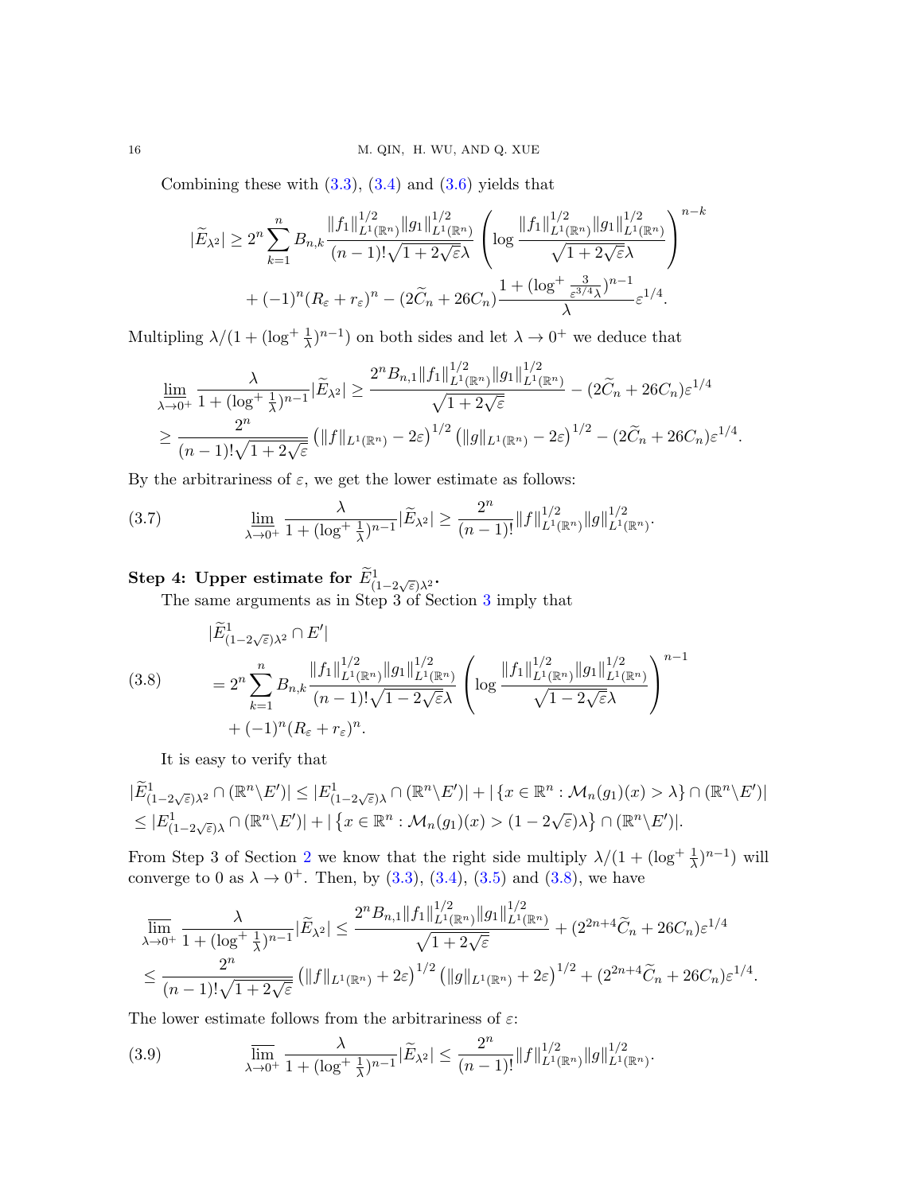Combining these with (3.3), (3.4) and (3.6) yields that

$$
\begin{aligned}
|\widetilde{E}_{\lambda^2}| \geq\ & 2^n \sum_{k=1}^{n} B_{n,k} \frac{\|f_1\|_{L^1(\mathbb{R}^n)}^{1/2} \|g_1\|_{L^1(\mathbb{R}^n)}^{1/2}}{(n-1)!\sqrt{1+2\sqrt{\varepsilon}}\lambda} \left( \log \frac{\|f_1\|_{L^1(\mathbb{R}^n)}^{1/2} \|g_1\|_{L^1(\mathbb{R}^n)}^{1/2}}{\sqrt{1+2\sqrt{\varepsilon}}\lambda} \right)^{n-k} \\
& + (-1)^n (R_\varepsilon + r_\varepsilon)^n - (2\widetilde{C}_n + 26C_n) \frac{1 + (\log^+ \frac{3}{\varepsilon^{3/4}\lambda})^{n-1}}{\lambda} \varepsilon^{1/4}.
\end{aligned}
$$

Multipling $\lambda/(1+(\log^+\frac{1}{\lambda})^{n-1})$ on both sides and let $\lambda \to 0^+$ we deduce that

$$
\begin{aligned}
& \varliminf_{\lambda\to 0^+} \frac{\lambda}{1+(\log^+\frac{1}{\lambda})^{n-1}} |\widetilde{E}_{\lambda^2}| \geq \frac{2^n B_{n,1} \|f_1\|_{L^1(\mathbb{R}^n)}^{1/2} \|g_1\|_{L^1(\mathbb{R}^n)}^{1/2}}{\sqrt{1+2\sqrt{\varepsilon}}} - (2\widetilde{C}_n + 26C_n)\varepsilon^{1/4} \\
& \geq \frac{2^n}{(n-1)!\sqrt{1+2\sqrt{\varepsilon}}} \left( \|f\|_{L^1(\mathbb{R}^n)} - 2\varepsilon \right)^{1/2} \left( \|g\|_{L^1(\mathbb{R}^n)} - 2\varepsilon \right)^{1/2} - (2\widetilde{C}_n + 26C_n)\varepsilon^{1/4}.
\end{aligned}
$$

By the arbitrariness of $\varepsilon$, we get the lower estimate as follows:

$$
\varliminf_{\lambda\to 0^+} \frac{\lambda}{1+(\log^+\frac{1}{\lambda})^{n-1}} |\widetilde{E}_{\lambda^2}| \geq \frac{2^n}{(n-1)!} \|f\|_{L^1(\mathbb{R}^n)}^{1/2} \|g\|_{L^1(\mathbb{R}^n)}^{1/2}. \tag{3.7}
$$

**Step 4: Upper estimate for $\widetilde{E}^1_{(1-2\sqrt{\varepsilon})\lambda^2}$.**

The same arguments as in Step 3 of Section 3 imply that

$$
\begin{aligned}
& |\widetilde{E}^1_{(1-2\sqrt{\varepsilon})\lambda^2} \cap E'| \\
& = 2^n \sum_{k=1}^{n} B_{n,k} \frac{\|f_1\|_{L^1(\mathbb{R}^n)}^{1/2} \|g_1\|_{L^1(\mathbb{R}^n)}^{1/2}}{(n-1)!\sqrt{1-2\sqrt{\varepsilon}}\lambda} \left( \log \frac{\|f_1\|_{L^1(\mathbb{R}^n)}^{1/2} \|g_1\|_{L^1(\mathbb{R}^n)}^{1/2}}{\sqrt{1-2\sqrt{\varepsilon}}\lambda} \right)^{n-1} \\
& \quad + (-1)^n (R_\varepsilon + r_\varepsilon)^n.
\end{aligned} \tag{3.8}
$$

It is easy to verify that

$$
\begin{aligned}
& |\widetilde{E}^1_{(1-2\sqrt{\varepsilon})\lambda^2} \cap (\mathbb{R}^n \backslash E')| \leq |E^1_{(1-2\sqrt{\varepsilon})\lambda} \cap (\mathbb{R}^n \backslash E')| + |\{x \in \mathbb{R}^n : \mathcal{M}_n(g_1)(x) > \lambda\} \cap (\mathbb{R}^n \backslash E')| \\
& \leq |E^1_{(1-2\sqrt{\varepsilon})\lambda} \cap (\mathbb{R}^n \backslash E')| + |\{x \in \mathbb{R}^n : \mathcal{M}_n(g_1)(x) > (1-2\sqrt{\varepsilon})\lambda\} \cap (\mathbb{R}^n \backslash E')|.
\end{aligned}
$$

From Step 3 of Section 2 we know that the right side multiply $\lambda/(1+(\log^+\frac{1}{\lambda})^{n-1})$ will converge to 0 as $\lambda \to 0^+$. Then, by (3.3), (3.4), (3.5) and (3.8), we have

$$
\begin{aligned}
& \varlimsup_{\lambda\to 0^+} \frac{\lambda}{1+(\log^+\frac{1}{\lambda})^{n-1}} |\widetilde{E}_{\lambda^2}| \leq \frac{2^n B_{n,1} \|f_1\|_{L^1(\mathbb{R}^n)}^{1/2} \|g_1\|_{L^1(\mathbb{R}^n)}^{1/2}}{\sqrt{1+2\sqrt{\varepsilon}}} + (2^{2n+4}\widetilde{C}_n + 26C_n)\varepsilon^{1/4} \\
& \leq \frac{2^n}{(n-1)!\sqrt{1+2\sqrt{\varepsilon}}} \left( \|f\|_{L^1(\mathbb{R}^n)} + 2\varepsilon \right)^{1/2} \left( \|g\|_{L^1(\mathbb{R}^n)} + 2\varepsilon \right)^{1/2} + (2^{2n+4}\widetilde{C}_n + 26C_n)\varepsilon^{1/4}.
\end{aligned}
$$

The lower estimate follows from the arbitrariness of $\varepsilon$:

$$
\varlimsup_{\lambda\to 0^+} \frac{\lambda}{1+(\log^+\frac{1}{\lambda})^{n-1}} |\widetilde{E}_{\lambda^2}| \leq \frac{2^n}{(n-1)!} \|f\|_{L^1(\mathbb{R}^n)}^{1/2} \|g\|_{L^1(\mathbb{R}^n)}^{1/2}. \tag{3.9}
$$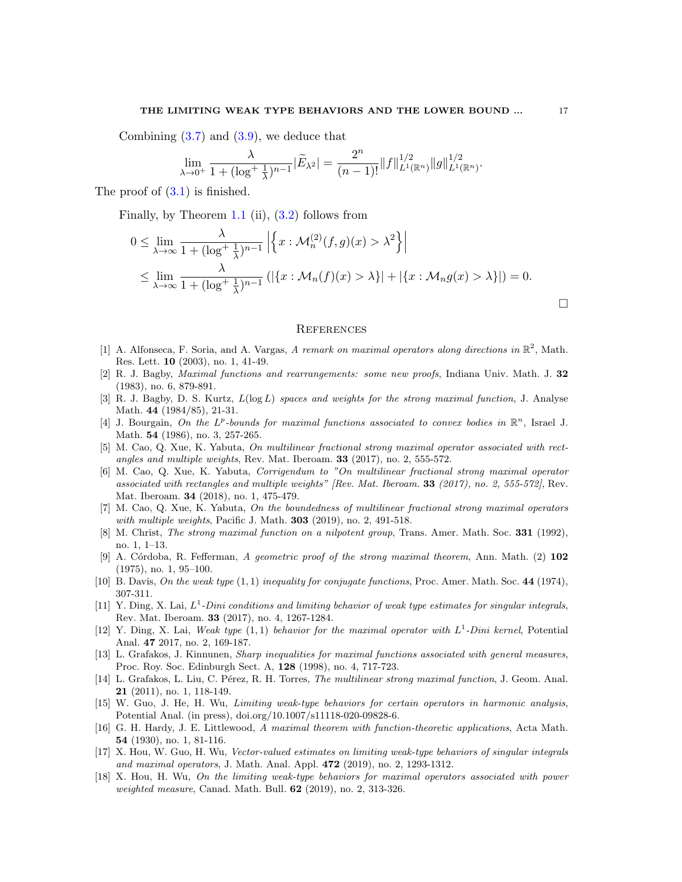Combining (3.7) and (3.9), we deduce that

$$\lim_{\lambda \to 0^+} \frac{\lambda}{1 + (\log^+ \frac{1}{\lambda})^{n-1}} |\widetilde{E}_{\lambda^2}| = \frac{2^n}{(n-1)!} \|f\|_{L^1(\mathbb{R}^n)}^{1/2} \|g\|_{L^1(\mathbb{R}^n)}^{1/2}.$$

The proof of (3.1) is finished.

Finally, by Theorem 1.1 (ii), (3.2) follows from

$$\begin{aligned}
0 &\leq \lim_{\lambda \to \infty} \frac{\lambda}{1 + (\log^+ \frac{1}{\lambda})^{n-1}} \left| \left\{ x : \mathcal{M}_n^{(2)}(f,g)(x) > \lambda^2 \right\} \right| \\
&\leq \lim_{\lambda \to \infty} \frac{\lambda}{1 + (\log^+ \frac{1}{\lambda})^{n-1}} \left( |\{x : \mathcal{M}_n(f)(x) > \lambda\}| + |\{x : \mathcal{M}_n g(x) > \lambda\}| \right) = 0.
\end{aligned}$$

$\square$

## References

[1] A. Alfonseca, F. Soria, and A. Vargas, *A remark on maximal operators along directions in* $\mathbb{R}^2$, Math. Res. Lett. **10** (2003), no. 1, 41-49.

[2] R. J. Bagby, *Maximal functions and rearrangements: some new proofs*, Indiana Univ. Math. J. **32** (1983), no. 6, 879-891.

[3] R. J. Bagby, D. S. Kurtz, $L(\log L)$ *spaces and weights for the strong maximal function*, J. Analyse Math. **44** (1984/85), 21-31.

[4] J. Bourgain, *On the* $L^p$*-bounds for maximal functions associated to convex bodies in* $\mathbb{R}^n$, Israel J. Math. **54** (1986), no. 3, 257-265.

[5] M. Cao, Q. Xue, K. Yabuta, *On multilinear fractional strong maximal operator associated with rectangles and multiple weights*, Rev. Mat. Iberoam. **33** (2017), no. 2, 555-572.

[6] M. Cao, Q. Xue, K. Yabuta, *Corrigendum to "On multilinear fractional strong maximal operator associated with rectangles and multiple weights" [Rev. Mat. Iberoam.* **33** *(2017), no. 2, 555-572]*, Rev. Mat. Iberoam. **34** (2018), no. 1, 475-479.

[7] M. Cao, Q. Xue, K. Yabuta, *On the boundedness of multilinear fractional strong maximal operators with multiple weights*, Pacific J. Math. **303** (2019), no. 2, 491-518.

[8] M. Christ, *The strong maximal function on a nilpotent group*, Trans. Amer. Math. Soc. **331** (1992), no. 1, 1–13.

[9] A. Córdoba, R. Fefferman, *A geometric proof of the strong maximal theorem*, Ann. Math. (2) **102** (1975), no. 1, 95–100.

[10] B. Davis, *On the weak type* $(1,1)$ *inequality for conjugate functions*, Proc. Amer. Math. Soc. **44** (1974), 307-311.

[11] Y. Ding, X. Lai, $L^1$*-Dini conditions and limiting behavior of weak type estimates for singular integrals*, Rev. Mat. Iberoam. **33** (2017), no. 4, 1267-1284.

[12] Y. Ding, X. Lai, *Weak type* $(1,1)$ *behavior for the maximal operator with* $L^1$*-Dini kernel*, Potential Anal. **47** 2017, no. 2, 169-187.

[13] L. Grafakos, J. Kinnunen, *Sharp inequalities for maximal functions associated with general measures*, Proc. Roy. Soc. Edinburgh Sect. A, **128** (1998), no. 4, 717-723.

[14] L. Grafakos, L. Liu, C. Pérez, R. H. Torres, *The multilinear strong maximal function*, J. Geom. Anal. **21** (2011), no. 1, 118-149.

[15] W. Guo, J. He, H. Wu, *Limiting weak-type behaviors for certain operators in harmonic analysis*, Potential Anal. (in press), doi.org/10.1007/s11118-020-09828-6.

[16] G. H. Hardy, J. E. Littlewood, *A maximal theorem with function-theoretic applications*, Acta Math. **54** (1930), no. 1, 81-116.

[17] X. Hou, W. Guo, H. Wu, *Vector-valued estimates on limiting weak-type behaviors of singular integrals and maximal operators*, J. Math. Anal. Appl. **472** (2019), no. 2, 1293-1312.

[18] X. Hou, H. Wu, *On the limiting weak-type behaviors for maximal operators associated with power weighted measure*, Canad. Math. Bull. **62** (2019), no. 2, 313-326.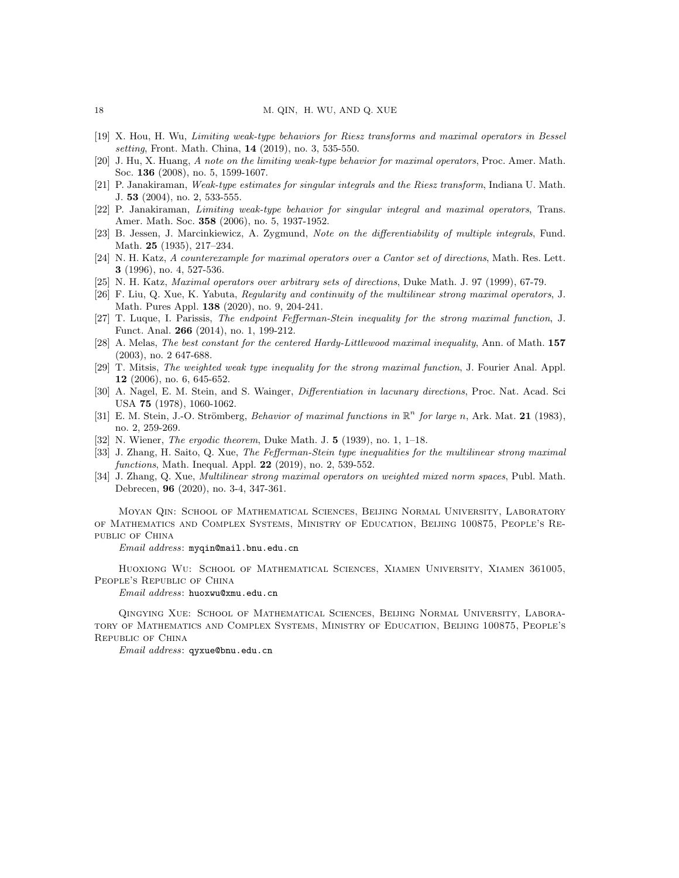[19] X. Hou, H. Wu, *Limiting weak-type behaviors for Riesz transforms and maximal operators in Bessel setting*, Front. Math. China, **14** (2019), no. 3, 535-550.

[20] J. Hu, X. Huang, *A note on the limiting weak-type behavior for maximal operators*, Proc. Amer. Math. Soc. **136** (2008), no. 5, 1599-1607.

[21] P. Janakiraman, *Weak-type estimates for singular integrals and the Riesz transform*, Indiana U. Math. J. **53** (2004), no. 2, 533-555.

[22] P. Janakiraman, *Limiting weak-type behavior for singular integral and maximal operators*, Trans. Amer. Math. Soc. **358** (2006), no. 5, 1937-1952.

[23] B. Jessen, J. Marcinkiewicz, A. Zygmund, *Note on the differentiability of multiple integrals*, Fund. Math. **25** (1935), 217–234.

[24] N. H. Katz, *A counterexample for maximal operators over a Cantor set of directions*, Math. Res. Lett. **3** (1996), no. 4, 527-536.

[25] N. H. Katz, *Maximal operators over arbitrary sets of directions*, Duke Math. J. 97 (1999), 67-79.

[26] F. Liu, Q. Xue, K. Yabuta, *Regularity and continuity of the multilinear strong maximal operators*, J. Math. Pures Appl. **138** (2020), no. 9, 204-241.

[27] T. Luque, I. Parissis, *The endpoint Fefferman-Stein inequality for the strong maximal function*, J. Funct. Anal. **266** (2014), no. 1, 199-212.

[28] A. Melas, *The best constant for the centered Hardy-Littlewood maximal inequality*, Ann. of Math. **157** (2003), no. 2 647-688.

[29] T. Mitsis, *The weighted weak type inequality for the strong maximal function*, J. Fourier Anal. Appl. **12** (2006), no. 6, 645-652.

[30] A. Nagel, E. M. Stein, and S. Wainger, *Differentiation in lacunary directions*, Proc. Nat. Acad. Sci USA **75** (1978), 1060-1062.

[31] E. M. Stein, J.-O. Strömberg, *Behavior of maximal functions in $\mathbb{R}^n$ for large n*, Ark. Mat. **21** (1983), no. 2, 259-269.

[32] N. Wiener, *The ergodic theorem*, Duke Math. J. **5** (1939), no. 1, 1–18.

[33] J. Zhang, H. Saito, Q. Xue, *The Fefferman-Stein type inequalities for the multilinear strong maximal functions*, Math. Inequal. Appl. **22** (2019), no. 2, 539-552.

[34] J. Zhang, Q. Xue, *Multilinear strong maximal operators on weighted mixed norm spaces*, Publ. Math. Debrecen, **96** (2020), no. 3-4, 347-361.

Moyan Qin: School of Mathematical Sciences, Beijing Normal University, Laboratory of Mathematics and Complex Systems, Ministry of Education, Beijing 100875, People's Republic of China

*Email address*: myqin@mail.bnu.edu.cn

Huoxiong Wu: School of Mathematical Sciences, Xiamen University, Xiamen 361005, People's Republic of China

*Email address*: huoxwu@xmu.edu.cn

Qingying Xue: School of Mathematical Sciences, Beijing Normal University, Laboratory of Mathematics and Complex Systems, Ministry of Education, Beijing 100875, People's Republic of China

*Email address*: qyxue@bnu.edu.cn